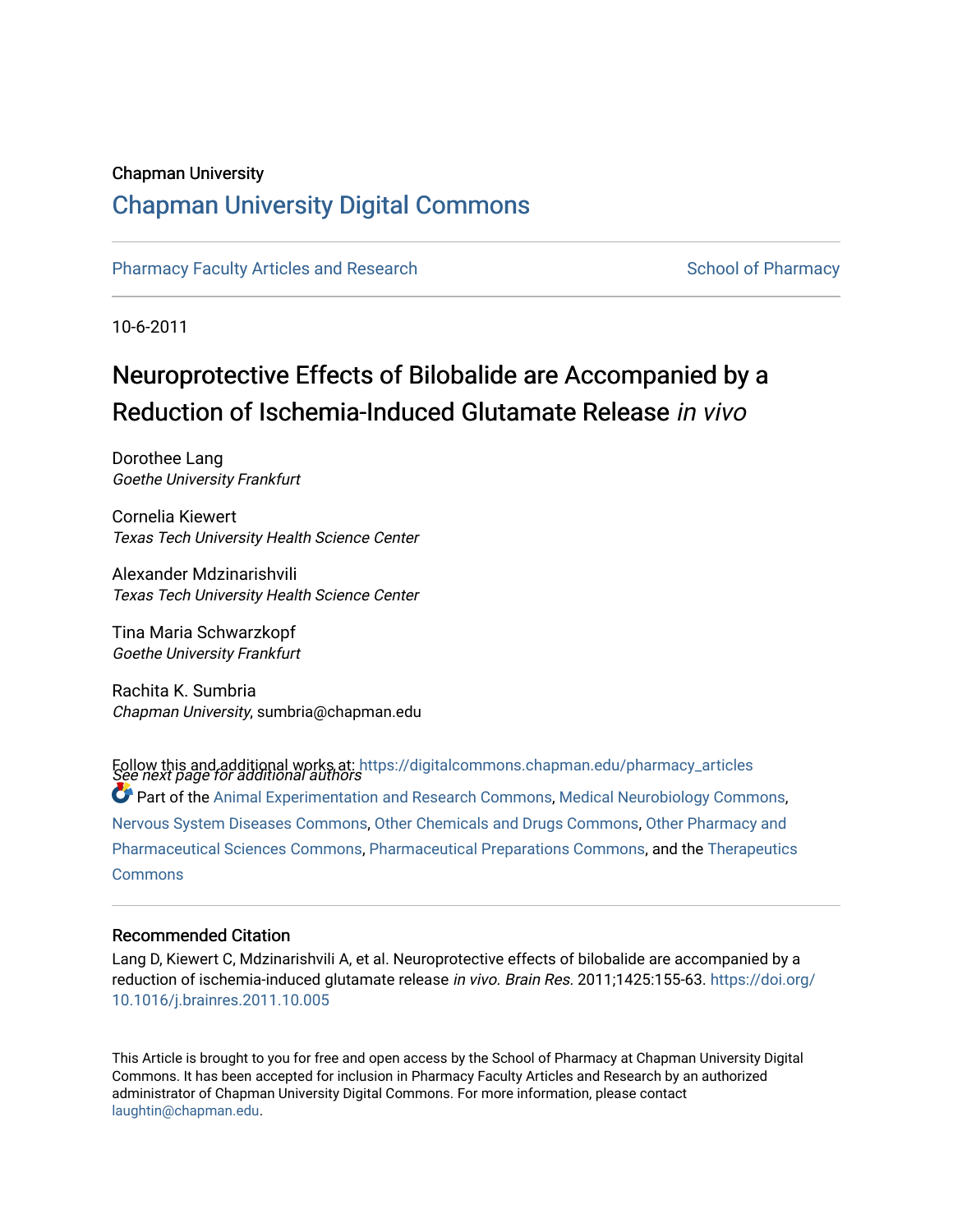Chapman University

# Chapman University Digital Commons

Pharmacy Faculty Articles and Research | School of Pharmacy

10-6-2011

# Neuroprotective Effects of Bilobalide are Accompanied by a Reduction of Ischemia-Induced Glutamate Release *in vivo*

Dorothee Lang
*Goethe University Frankfurt*

Cornelia Kiewert
*Texas Tech University Health Science Center*

Alexander Mdzinarishvili
*Texas Tech University Health Science Center*

Tina Maria Schwarzkopf
*Goethe University Frankfurt*

Rachita K. Sumbria
*Chapman University*, sumbria@chapman.edu

*See next page for additional authors*

Follow this and additional works at: https://digitalcommons.chapman.edu/pharmacy_articles

Part of the Animal Experimentation and Research Commons, Medical Neurobiology Commons, Nervous System Diseases Commons, Other Chemicals and Drugs Commons, Other Pharmacy and Pharmaceutical Sciences Commons, Pharmaceutical Preparations Commons, and the Therapeutics Commons

## Recommended Citation

Lang D, Kiewert C, Mdzinarishvili A, et al. Neuroprotective effects of bilobalide are accompanied by a reduction of ischemia-induced glutamate release *in vivo*. *Brain Res.* 2011;1425:155-63. https://doi.org/10.1016/j.brainres.2011.10.005

This Article is brought to you for free and open access by the School of Pharmacy at Chapman University Digital Commons. It has been accepted for inclusion in Pharmacy Faculty Articles and Research by an authorized administrator of Chapman University Digital Commons. For more information, please contact laughtin@chapman.edu.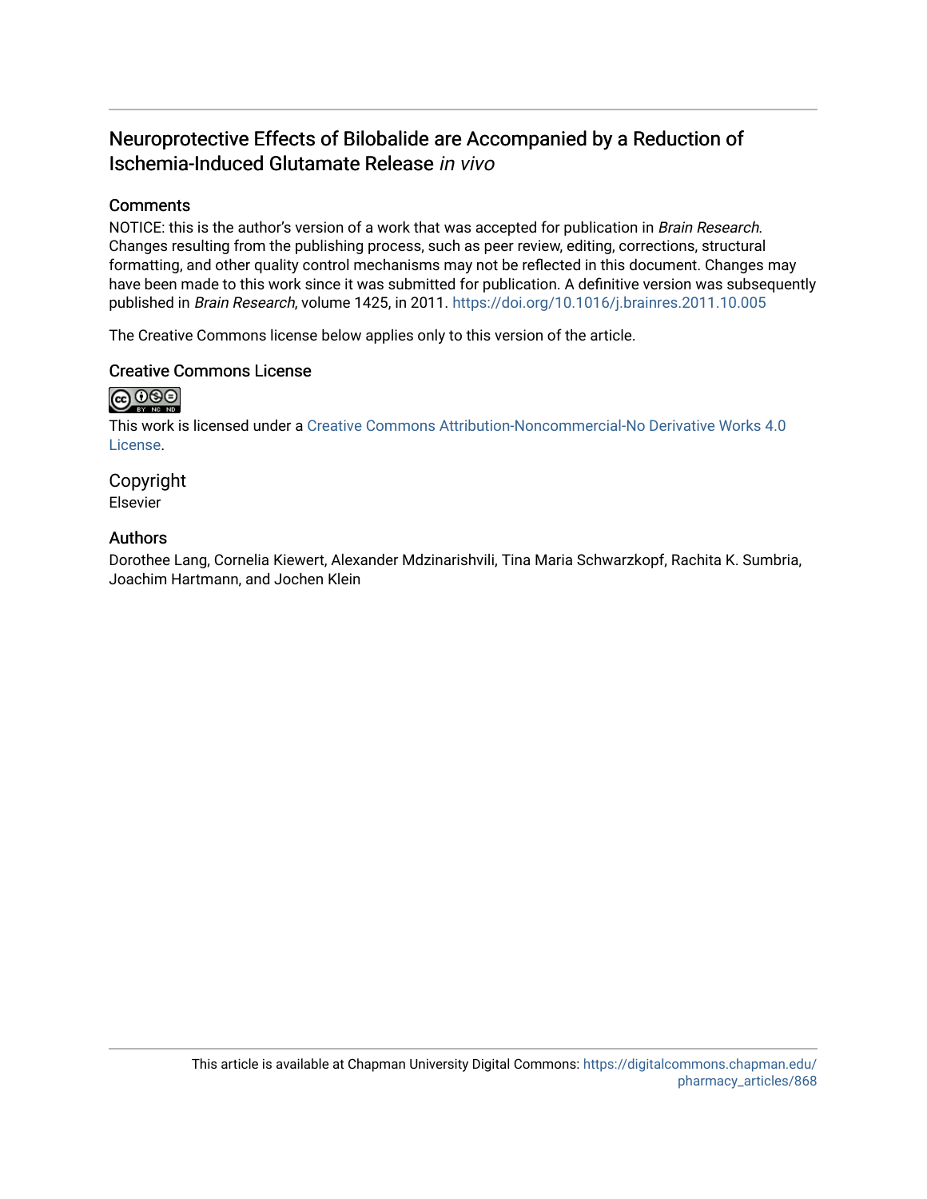# Neuroprotective Effects of Bilobalide are Accompanied by a Reduction of Ischemia-Induced Glutamate Release *in vivo*

## Comments

NOTICE: this is the author's version of a work that was accepted for publication in *Brain Research.* Changes resulting from the publishing process, such as peer review, editing, corrections, structural formatting, and other quality control mechanisms may not be reflected in this document. Changes may have been made to this work since it was submitted for publication. A definitive version was subsequently published in *Brain Research*, volume 1425, in 2011. https://doi.org/10.1016/j.brainres.2011.10.005

The Creative Commons license below applies only to this version of the article.

## Creative Commons License

This work is licensed under a Creative Commons Attribution-Noncommercial-No Derivative Works 4.0 License.

## Copyright

Elsevier

## Authors

Dorothee Lang, Cornelia Kiewert, Alexander Mdzinarishvili, Tina Maria Schwarzkopf, Rachita K. Sumbria, Joachim Hartmann, and Jochen Klein

This article is available at Chapman University Digital Commons: https://digitalcommons.chapman.edu/pharmacy_articles/868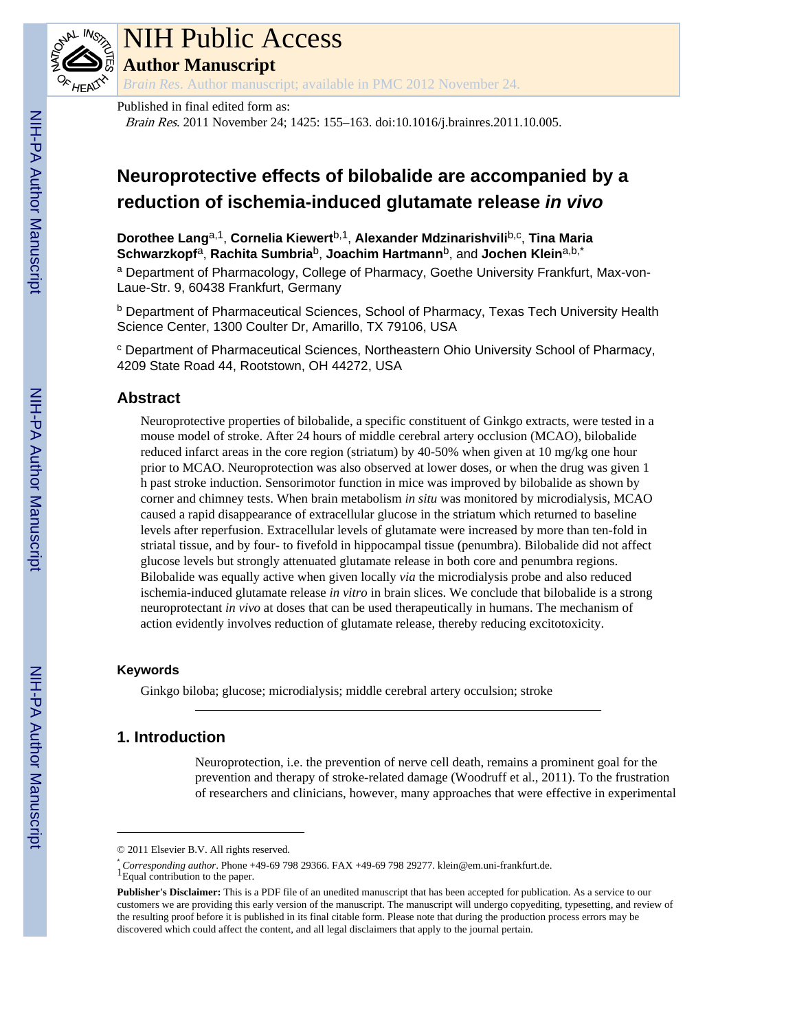NIH Public Access

**Author Manuscript**

*Brain Res*. Author manuscript; available in PMC 2012 November 24.

Published in final edited form as:

*Brain Res*. 2011 November 24; 1425: 155–163. doi:10.1016/j.brainres.2011.10.005.

# Neuroprotective effects of bilobalide are accompanied by a reduction of ischemia-induced glutamate release *in vivo*

**Dorothee Lang**[a,1], **Cornelia Kiewert**[b,1], **Alexander Mdzinarishvili**[b,c], **Tina Maria Schwarzkopf**[a], **Rachita Sumbria**[b], **Joachim Hartmann**[b], and **Jochen Klein**[a,b,*]

[a] Department of Pharmacology, College of Pharmacy, Goethe University Frankfurt, Max-von-Laue-Str. 9, 60438 Frankfurt, Germany

[b] Department of Pharmaceutical Sciences, School of Pharmacy, Texas Tech University Health Science Center, 1300 Coulter Dr, Amarillo, TX 79106, USA

[c] Department of Pharmaceutical Sciences, Northeastern Ohio University School of Pharmacy, 4209 State Road 44, Rootstown, OH 44272, USA

## Abstract

Neuroprotective properties of bilobalide, a specific constituent of Ginkgo extracts, were tested in a mouse model of stroke. After 24 hours of middle cerebral artery occlusion (MCAO), bilobalide reduced infarct areas in the core region (striatum) by 40-50% when given at 10 mg/kg one hour prior to MCAO. Neuroprotection was also observed at lower doses, or when the drug was given 1 h past stroke induction. Sensorimotor function in mice was improved by bilobalide as shown by corner and chimney tests. When brain metabolism *in situ* was monitored by microdialysis, MCAO caused a rapid disappearance of extracellular glucose in the striatum which returned to baseline levels after reperfusion. Extracellular levels of glutamate were increased by more than ten-fold in striatal tissue, and by four- to fivefold in hippocampal tissue (penumbra). Bilobalide did not affect glucose levels but strongly attenuated glutamate release in both core and penumbra regions. Bilobalide was equally active when given locally *via* the microdialysis probe and also reduced ischemia-induced glutamate release *in vitro* in brain slices. We conclude that bilobalide is a strong neuroprotectant *in vivo* at doses that can be used therapeutically in humans. The mechanism of action evidently involves reduction of glutamate release, thereby reducing excitotoxicity.

### Keywords

Ginkgo biloba; glucose; microdialysis; middle cerebral artery occulsion; stroke

## 1. Introduction

Neuroprotection, i.e. the prevention of nerve cell death, remains a prominent goal for the prevention and therapy of stroke-related damage (Woodruff et al., 2011). To the frustration of researchers and clinicians, however, many approaches that were effective in experimental

© 2011 Elsevier B.V. All rights reserved.

[*] *Corresponding author*. Phone +49-69 798 29366. FAX +49-69 798 29277. klein@em.uni-frankfurt.de.

[1] Equal contribution to the paper.

**Publisher's Disclaimer:** This is a PDF file of an unedited manuscript that has been accepted for publication. As a service to our customers we are providing this early version of the manuscript. The manuscript will undergo copyediting, typesetting, and review of the resulting proof before it is published in its final citable form. Please note that during the production process errors may be discovered which could affect the content, and all legal disclaimers that apply to the journal pertain.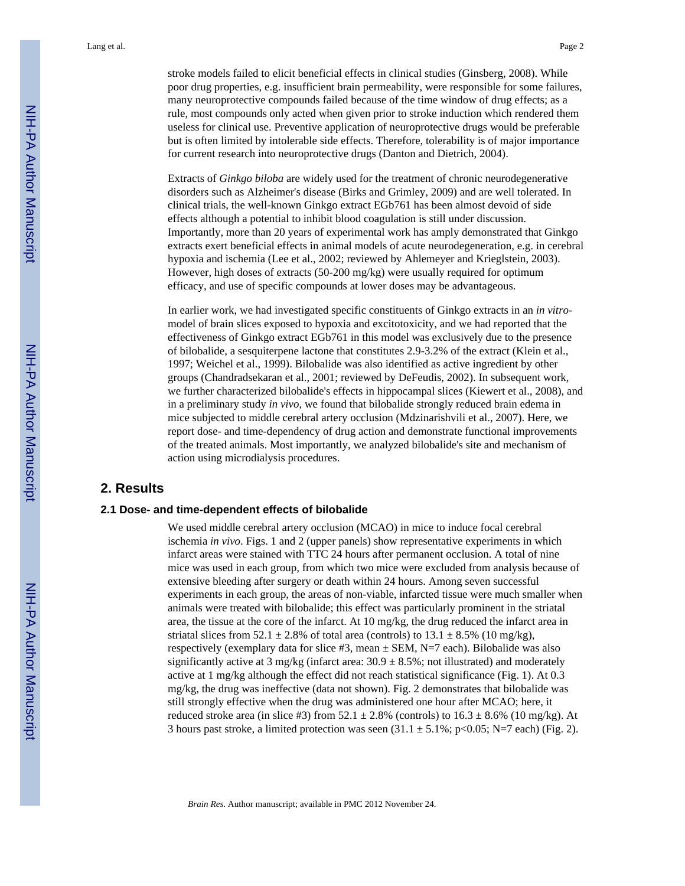stroke models failed to elicit beneficial effects in clinical studies (Ginsberg, 2008). While poor drug properties, e.g. insufficient brain permeability, were responsible for some failures, many neuroprotective compounds failed because of the time window of drug effects; as a rule, most compounds only acted when given prior to stroke induction which rendered them useless for clinical use. Preventive application of neuroprotective drugs would be preferable but is often limited by intolerable side effects. Therefore, tolerability is of major importance for current research into neuroprotective drugs (Danton and Dietrich, 2004).

Extracts of *Ginkgo biloba* are widely used for the treatment of chronic neurodegenerative disorders such as Alzheimer's disease (Birks and Grimley, 2009) and are well tolerated. In clinical trials, the well-known Ginkgo extract EGb761 has been almost devoid of side effects although a potential to inhibit blood coagulation is still under discussion. Importantly, more than 20 years of experimental work has amply demonstrated that Ginkgo extracts exert beneficial effects in animal models of acute neurodegeneration, e.g. in cerebral hypoxia and ischemia (Lee et al., 2002; reviewed by Ahlemeyer and Krieglstein, 2003). However, high doses of extracts (50-200 mg/kg) were usually required for optimum efficacy, and use of specific compounds at lower doses may be advantageous.

In earlier work, we had investigated specific constituents of Ginkgo extracts in an *in vitro*-model of brain slices exposed to hypoxia and excitotoxicity, and we had reported that the effectiveness of Ginkgo extract EGb761 in this model was exclusively due to the presence of bilobalide, a sesquiterpene lactone that constitutes 2.9-3.2% of the extract (Klein et al., 1997; Weichel et al., 1999). Bilobalide was also identified as active ingredient by other groups (Chandradsekaran et al., 2001; reviewed by DeFeudis, 2002). In subsequent work, we further characterized bilobalide's effects in hippocampal slices (Kiewert et al., 2008), and in a preliminary study *in vivo*, we found that bilobalide strongly reduced brain edema in mice subjected to middle cerebral artery occlusion (Mdzinarishvili et al., 2007). Here, we report dose- and time-dependency of drug action and demonstrate functional improvements of the treated animals. Most importantly, we analyzed bilobalide's site and mechanism of action using microdialysis procedures.

## 2. Results

### 2.1 Dose- and time-dependent effects of bilobalide

We used middle cerebral artery occlusion (MCAO) in mice to induce focal cerebral ischemia *in vivo*. Figs. 1 and 2 (upper panels) show representative experiments in which infarct areas were stained with TTC 24 hours after permanent occlusion. A total of nine mice was used in each group, from which two mice were excluded from analysis because of extensive bleeding after surgery or death within 24 hours. Among seven successful experiments in each group, the areas of non-viable, infarcted tissue were much smaller when animals were treated with bilobalide; this effect was particularly prominent in the striatal area, the tissue at the core of the infarct. At 10 mg/kg, the drug reduced the infarct area in striatal slices from 52.1 ± 2.8% of total area (controls) to 13.1 ± 8.5% (10 mg/kg), respectively (exemplary data for slice #3, mean ± SEM, N=7 each). Bilobalide was also significantly active at 3 mg/kg (infarct area: 30.9 ± 8.5%; not illustrated) and moderately active at 1 mg/kg although the effect did not reach statistical significance (Fig. 1). At 0.3 mg/kg, the drug was ineffective (data not shown). Fig. 2 demonstrates that bilobalide was still strongly effective when the drug was administered one hour after MCAO; here, it reduced stroke area (in slice #3) from 52.1 ± 2.8% (controls) to 16.3 ± 8.6% (10 mg/kg). At 3 hours past stroke, a limited protection was seen (31.1 ± 5.1%; $p<0.05$; N=7 each) (Fig. 2).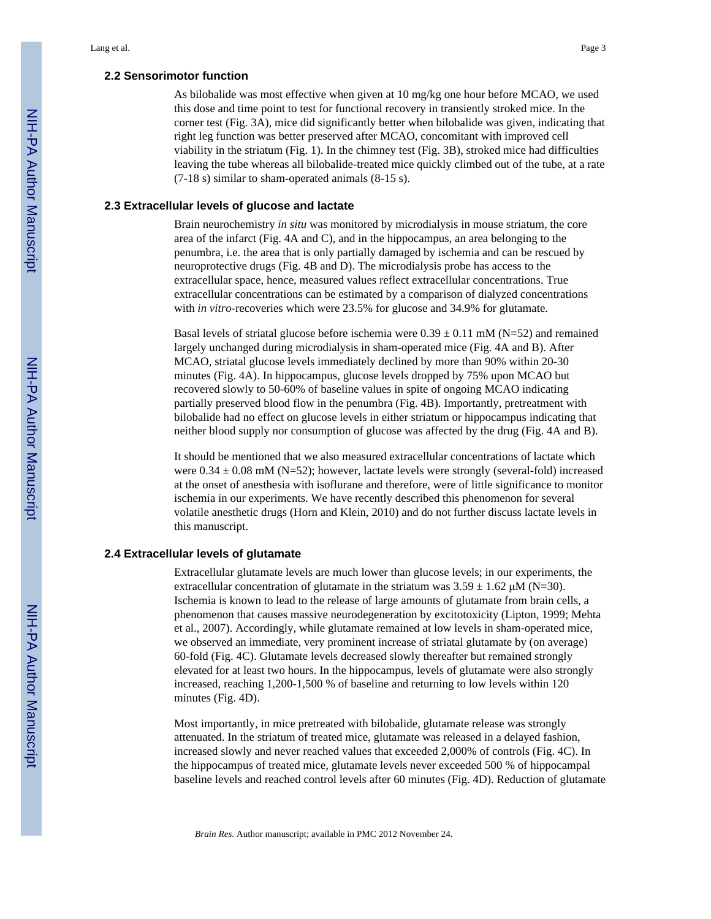### 2.2 Sensorimotor function

As bilobalide was most effective when given at 10 mg/kg one hour before MCAO, we used this dose and time point to test for functional recovery in transiently stroked mice. In the corner test (Fig. 3A), mice did significantly better when bilobalide was given, indicating that right leg function was better preserved after MCAO, concomitant with improved cell viability in the striatum (Fig. 1). In the chimney test (Fig. 3B), stroked mice had difficulties leaving the tube whereas all bilobalide-treated mice quickly climbed out of the tube, at a rate (7-18 s) similar to sham-operated animals (8-15 s).

### 2.3 Extracellular levels of glucose and lactate

Brain neurochemistry *in situ* was monitored by microdialysis in mouse striatum, the core area of the infarct (Fig. 4A and C), and in the hippocampus, an area belonging to the penumbra, i.e. the area that is only partially damaged by ischemia and can be rescued by neuroprotective drugs (Fig. 4B and D). The microdialysis probe has access to the extracellular space, hence, measured values reflect extracellular concentrations. True extracellular concentrations can be estimated by a comparison of dialyzed concentrations with *in vitro*-recoveries which were 23.5% for glucose and 34.9% for glutamate.

Basal levels of striatal glucose before ischemia were $0.39 \pm 0.11$ mM (N=52) and remained largely unchanged during microdialysis in sham-operated mice (Fig. 4A and B). After MCAO, striatal glucose levels immediately declined by more than 90% within 20-30 minutes (Fig. 4A). In hippocampus, glucose levels dropped by 75% upon MCAO but recovered slowly to 50-60% of baseline values in spite of ongoing MCAO indicating partially preserved blood flow in the penumbra (Fig. 4B). Importantly, pretreatment with bilobalide had no effect on glucose levels in either striatum or hippocampus indicating that neither blood supply nor consumption of glucose was affected by the drug (Fig. 4A and B).

It should be mentioned that we also measured extracellular concentrations of lactate which were $0.34 \pm 0.08$ mM (N=52); however, lactate levels were strongly (several-fold) increased at the onset of anesthesia with isoflurane and therefore, were of little significance to monitor ischemia in our experiments. We have recently described this phenomenon for several volatile anesthetic drugs (Horn and Klein, 2010) and do not further discuss lactate levels in this manuscript.

### 2.4 Extracellular levels of glutamate

Extracellular glutamate levels are much lower than glucose levels; in our experiments, the extracellular concentration of glutamate in the striatum was $3.59 \pm 1.62$ μM (N=30). Ischemia is known to lead to the release of large amounts of glutamate from brain cells, a phenomenon that causes massive neurodegeneration by excitotoxicity (Lipton, 1999; Mehta et al., 2007). Accordingly, while glutamate remained at low levels in sham-operated mice, we observed an immediate, very prominent increase of striatal glutamate by (on average) 60-fold (Fig. 4C). Glutamate levels decreased slowly thereafter but remained strongly elevated for at least two hours. In the hippocampus, levels of glutamate were also strongly increased, reaching 1,200-1,500 % of baseline and returning to low levels within 120 minutes (Fig. 4D).

Most importantly, in mice pretreated with bilobalide, glutamate release was strongly attenuated. In the striatum of treated mice, glutamate was released in a delayed fashion, increased slowly and never reached values that exceeded 2,000% of controls (Fig. 4C). In the hippocampus of treated mice, glutamate levels never exceeded 500 % of hippocampal baseline levels and reached control levels after 60 minutes (Fig. 4D). Reduction of glutamate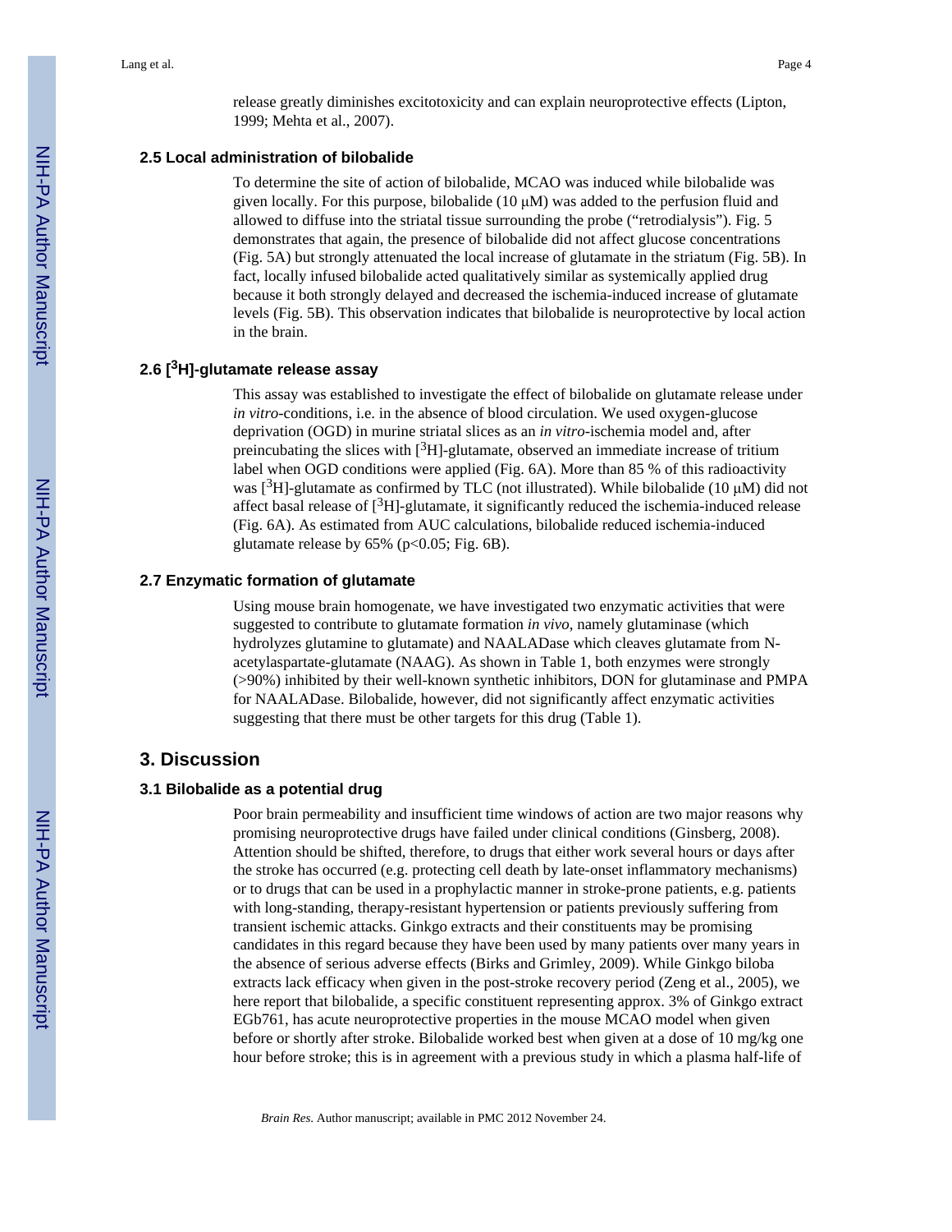release greatly diminishes excitotoxicity and can explain neuroprotective effects (Lipton, 1999; Mehta et al., 2007).

### 2.5 Local administration of bilobalide

To determine the site of action of bilobalide, MCAO was induced while bilobalide was given locally. For this purpose, bilobalide (10 μM) was added to the perfusion fluid and allowed to diffuse into the striatal tissue surrounding the probe ("retrodialysis"). Fig. 5 demonstrates that again, the presence of bilobalide did not affect glucose concentrations (Fig. 5A) but strongly attenuated the local increase of glutamate in the striatum (Fig. 5B). In fact, locally infused bilobalide acted qualitatively similar as systemically applied drug because it both strongly delayed and decreased the ischemia-induced increase of glutamate levels (Fig. 5B). This observation indicates that bilobalide is neuroprotective by local action in the brain.

### 2.6 [$^3$H]-glutamate release assay

This assay was established to investigate the effect of bilobalide on glutamate release under *in vitro*-conditions, i.e. in the absence of blood circulation. We used oxygen-glucose deprivation (OGD) in murine striatal slices as an *in vitro*-ischemia model and, after preincubating the slices with [$^3$H]-glutamate, observed an immediate increase of tritium label when OGD conditions were applied (Fig. 6A). More than 85 % of this radioactivity was [$^3$H]-glutamate as confirmed by TLC (not illustrated). While bilobalide (10 μM) did not affect basal release of [$^3$H]-glutamate, it significantly reduced the ischemia-induced release (Fig. 6A). As estimated from AUC calculations, bilobalide reduced ischemia-induced glutamate release by 65% ($p<0.05$; Fig. 6B).

### 2.7 Enzymatic formation of glutamate

Using mouse brain homogenate, we have investigated two enzymatic activities that were suggested to contribute to glutamate formation *in vivo*, namely glutaminase (which hydrolyzes glutamine to glutamate) and NAALADase which cleaves glutamate from N-acetylaspartate-glutamate (NAAG). As shown in Table 1, both enzymes were strongly (>90%) inhibited by their well-known synthetic inhibitors, DON for glutaminase and PMPA for NAALADase. Bilobalide, however, did not significantly affect enzymatic activities suggesting that there must be other targets for this drug (Table 1).

## 3. Discussion

### 3.1 Bilobalide as a potential drug

Poor brain permeability and insufficient time windows of action are two major reasons why promising neuroprotective drugs have failed under clinical conditions (Ginsberg, 2008). Attention should be shifted, therefore, to drugs that either work several hours or days after the stroke has occurred (e.g. protecting cell death by late-onset inflammatory mechanisms) or to drugs that can be used in a prophylactic manner in stroke-prone patients, e.g. patients with long-standing, therapy-resistant hypertension or patients previously suffering from transient ischemic attacks. Ginkgo extracts and their constituents may be promising candidates in this regard because they have been used by many patients over many years in the absence of serious adverse effects (Birks and Grimley, 2009). While Ginkgo biloba extracts lack efficacy when given in the post-stroke recovery period (Zeng et al., 2005), we here report that bilobalide, a specific constituent representing approx. 3% of Ginkgo extract EGb761, has acute neuroprotective properties in the mouse MCAO model when given before or shortly after stroke. Bilobalide worked best when given at a dose of 10 mg/kg one hour before stroke; this is in agreement with a previous study in which a plasma half-life of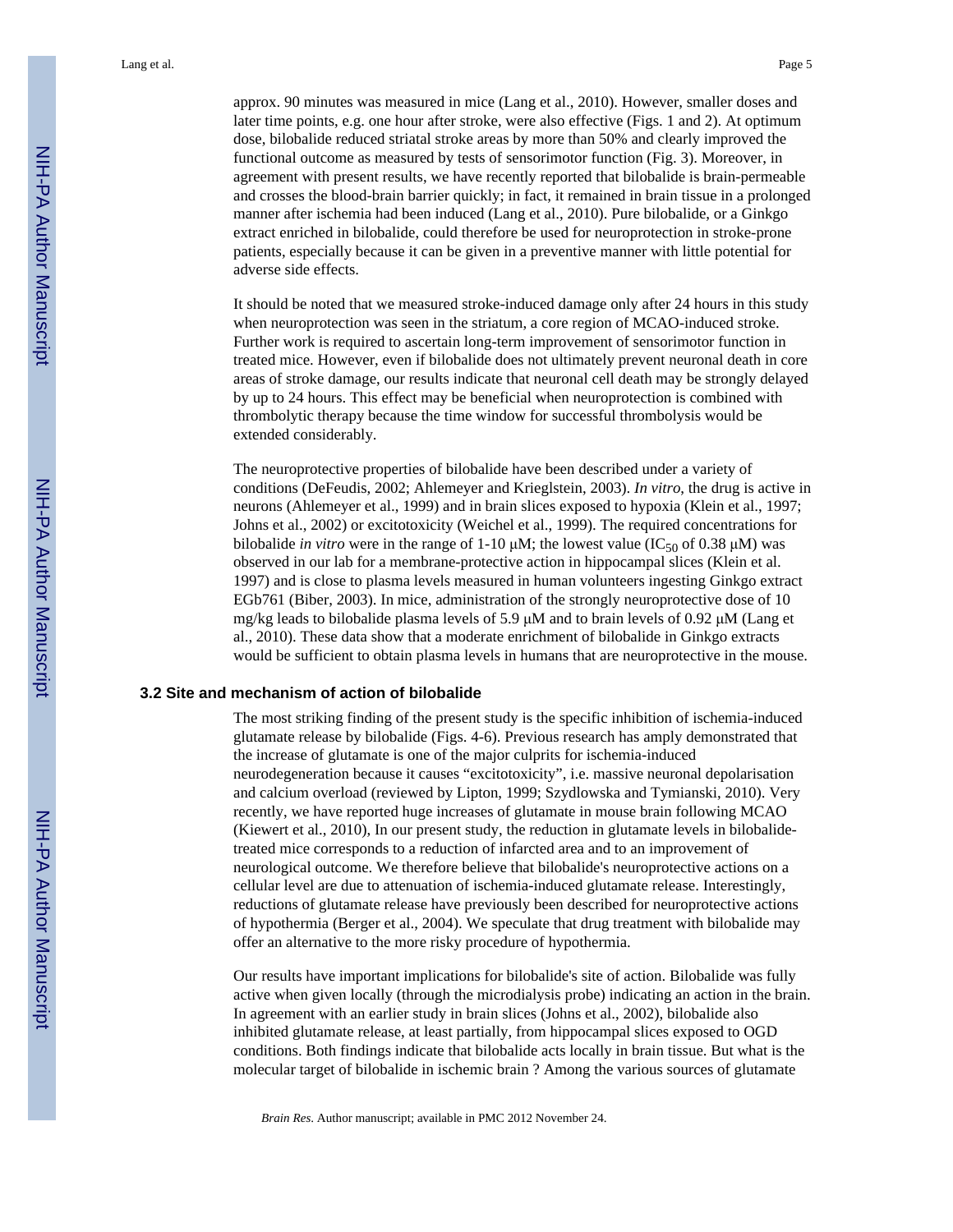approx. 90 minutes was measured in mice (Lang et al., 2010). However, smaller doses and later time points, e.g. one hour after stroke, were also effective (Figs. 1 and 2). At optimum dose, bilobalide reduced striatal stroke areas by more than 50% and clearly improved the functional outcome as measured by tests of sensorimotor function (Fig. 3). Moreover, in agreement with present results, we have recently reported that bilobalide is brain-permeable and crosses the blood-brain barrier quickly; in fact, it remained in brain tissue in a prolonged manner after ischemia had been induced (Lang et al., 2010). Pure bilobalide, or a Ginkgo extract enriched in bilobalide, could therefore be used for neuroprotection in stroke-prone patients, especially because it can be given in a preventive manner with little potential for adverse side effects.

It should be noted that we measured stroke-induced damage only after 24 hours in this study when neuroprotection was seen in the striatum, a core region of MCAO-induced stroke. Further work is required to ascertain long-term improvement of sensorimotor function in treated mice. However, even if bilobalide does not ultimately prevent neuronal death in core areas of stroke damage, our results indicate that neuronal cell death may be strongly delayed by up to 24 hours. This effect may be beneficial when neuroprotection is combined with thrombolytic therapy because the time window for successful thrombolysis would be extended considerably.

The neuroprotective properties of bilobalide have been described under a variety of conditions (DeFeudis, 2002; Ahlemeyer and Krieglstein, 2003). *In vitro*, the drug is active in neurons (Ahlemeyer et al., 1999) and in brain slices exposed to hypoxia (Klein et al., 1997; Johns et al., 2002) or excitotoxicity (Weichel et al., 1999). The required concentrations for bilobalide *in vitro* were in the range of 1-10 μM; the lowest value ($IC_{50}$ of 0.38 μM) was observed in our lab for a membrane-protective action in hippocampal slices (Klein et al. 1997) and is close to plasma levels measured in human volunteers ingesting Ginkgo extract EGb761 (Biber, 2003). In mice, administration of the strongly neuroprotective dose of 10 mg/kg leads to bilobalide plasma levels of 5.9 μM and to brain levels of 0.92 μM (Lang et al., 2010). These data show that a moderate enrichment of bilobalide in Ginkgo extracts would be sufficient to obtain plasma levels in humans that are neuroprotective in the mouse.

### 3.2 Site and mechanism of action of bilobalide

The most striking finding of the present study is the specific inhibition of ischemia-induced glutamate release by bilobalide (Figs. 4-6). Previous research has amply demonstrated that the increase of glutamate is one of the major culprits for ischemia-induced neurodegeneration because it causes “excitotoxicity”, i.e. massive neuronal depolarisation and calcium overload (reviewed by Lipton, 1999; Szydlowska and Tymianski, 2010). Very recently, we have reported huge increases of glutamate in mouse brain following MCAO (Kiewert et al., 2010), In our present study, the reduction in glutamate levels in bilobalide-treated mice corresponds to a reduction of infarcted area and to an improvement of neurological outcome. We therefore believe that bilobalide's neuroprotective actions on a cellular level are due to attenuation of ischemia-induced glutamate release. Interestingly, reductions of glutamate release have previously been described for neuroprotective actions of hypothermia (Berger et al., 2004). We speculate that drug treatment with bilobalide may offer an alternative to the more risky procedure of hypothermia.

Our results have important implications for bilobalide's site of action. Bilobalide was fully active when given locally (through the microdialysis probe) indicating an action in the brain. In agreement with an earlier study in brain slices (Johns et al., 2002), bilobalide also inhibited glutamate release, at least partially, from hippocampal slices exposed to OGD conditions. Both findings indicate that bilobalide acts locally in brain tissue. But what is the molecular target of bilobalide in ischemic brain ? Among the various sources of glutamate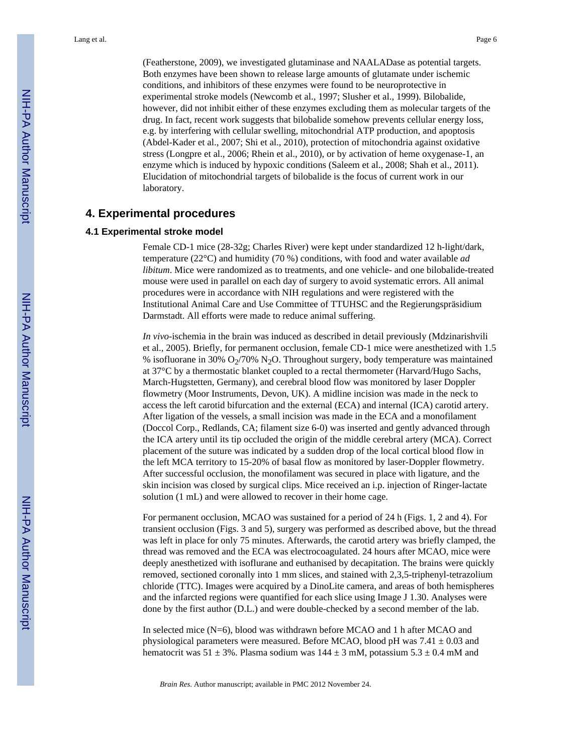(Featherstone, 2009), we investigated glutaminase and NAALADase as potential targets. Both enzymes have been shown to release large amounts of glutamate under ischemic conditions, and inhibitors of these enzymes were found to be neuroprotective in experimental stroke models (Newcomb et al., 1997; Slusher et al., 1999). Bilobalide, however, did not inhibit either of these enzymes excluding them as molecular targets of the drug. In fact, recent work suggests that bilobalide somehow prevents cellular energy loss, e.g. by interfering with cellular swelling, mitochondrial ATP production, and apoptosis (Abdel-Kader et al., 2007; Shi et al., 2010), protection of mitochondria against oxidative stress (Longpre et al., 2006; Rhein et al., 2010), or by activation of heme oxygenase-1, an enzyme which is induced by hypoxic conditions (Saleem et al., 2008; Shah et al., 2011). Elucidation of mitochondrial targets of bilobalide is the focus of current work in our laboratory.

## 4. Experimental procedures

### 4.1 Experimental stroke model

Female CD-1 mice (28-32g; Charles River) were kept under standardized 12 h-light/dark, temperature (22°C) and humidity (70 %) conditions, with food and water available *ad libitum*. Mice were randomized as to treatments, and one vehicle- and one bilobalide-treated mouse were used in parallel on each day of surgery to avoid systematic errors. All animal procedures were in accordance with NIH regulations and were registered with the Institutional Animal Care and Use Committee of TTUHSC and the Regierungspräsidium Darmstadt. All efforts were made to reduce animal suffering.

*In vivo*-ischemia in the brain was induced as described in detail previously (Mdzinarishvili et al., 2005). Briefly, for permanent occlusion, female CD-1 mice were anesthetized with 1.5 % isofluorane in 30% $O_2$/70% $N_2O$. Throughout surgery, body temperature was maintained at 37°C by a thermostatic blanket coupled to a rectal thermometer (Harvard/Hugo Sachs, March-Hugstetten, Germany), and cerebral blood flow was monitored by laser Doppler flowmetry (Moor Instruments, Devon, UK). A midline incision was made in the neck to access the left carotid bifurcation and the external (ECA) and internal (ICA) carotid artery. After ligation of the vessels, a small incision was made in the ECA and a monofilament (Doccol Corp., Redlands, CA; filament size 6-0) was inserted and gently advanced through the ICA artery until its tip occluded the origin of the middle cerebral artery (MCA). Correct placement of the suture was indicated by a sudden drop of the local cortical blood flow in the left MCA territory to 15-20% of basal flow as monitored by laser-Doppler flowmetry. After successful occlusion, the monofilament was secured in place with ligature, and the skin incision was closed by surgical clips. Mice received an i.p. injection of Ringer-lactate solution (1 mL) and were allowed to recover in their home cage.

For permanent occlusion, MCAO was sustained for a period of 24 h (Figs. 1, 2 and 4). For transient occlusion (Figs. 3 and 5), surgery was performed as described above, but the thread was left in place for only 75 minutes. Afterwards, the carotid artery was briefly clamped, the thread was removed and the ECA was electrocoagulated. 24 hours after MCAO, mice were deeply anesthetized with isoflurane and euthanised by decapitation. The brains were quickly removed, sectioned coronally into 1 mm slices, and stained with 2,3,5-triphenyl-tetrazolium chloride (TTC). Images were acquired by a DinoLite camera, and areas of both hemispheres and the infarcted regions were quantified for each slice using Image J 1.30. Analyses were done by the first author (D.L.) and were double-checked by a second member of the lab.

In selected mice (N=6), blood was withdrawn before MCAO and 1 h after MCAO and physiological parameters were measured. Before MCAO, blood pH was 7.41 ± 0.03 and hematocrit was 51 ± 3%. Plasma sodium was 144 ± 3 mM, potassium 5.3 ± 0.4 mM and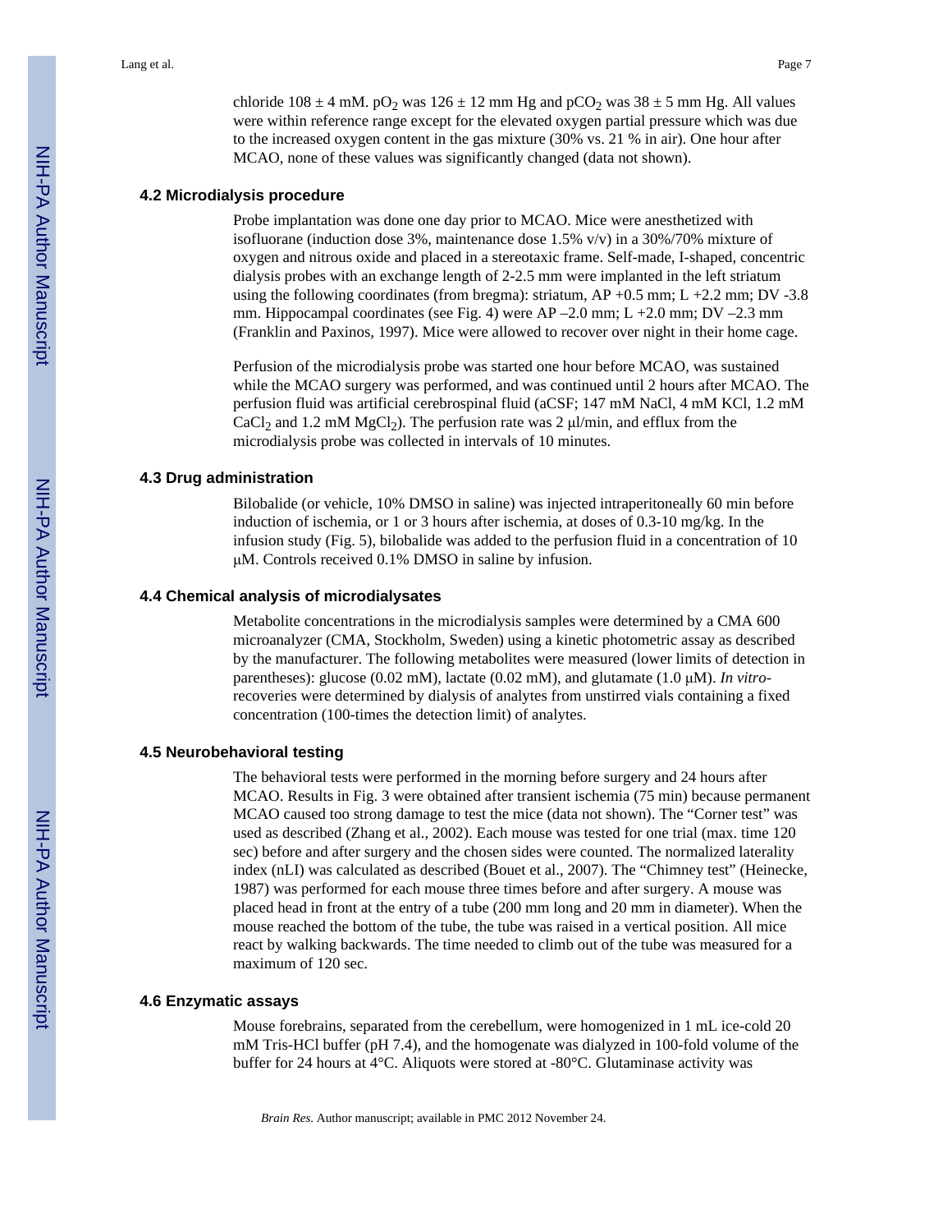chloride 108 ± 4 mM. $pO_2$ was 126 ± 12 mm Hg and $pCO_2$ was 38 ± 5 mm Hg. All values were within reference range except for the elevated oxygen partial pressure which was due to the increased oxygen content in the gas mixture (30% vs. 21 % in air). One hour after MCAO, none of these values was significantly changed (data not shown).

### 4.2 Microdialysis procedure

Probe implantation was done one day prior to MCAO. Mice were anesthetized with isofluorane (induction dose 3%, maintenance dose 1.5% v/v) in a 30%/70% mixture of oxygen and nitrous oxide and placed in a stereotaxic frame. Self-made, I-shaped, concentric dialysis probes with an exchange length of 2-2.5 mm were implanted in the left striatum using the following coordinates (from bregma): striatum, AP +0.5 mm; L +2.2 mm; DV -3.8 mm. Hippocampal coordinates (see Fig. 4) were AP –2.0 mm; L +2.0 mm; DV –2.3 mm (Franklin and Paxinos, 1997). Mice were allowed to recover over night in their home cage.

Perfusion of the microdialysis probe was started one hour before MCAO, was sustained while the MCAO surgery was performed, and was continued until 2 hours after MCAO. The perfusion fluid was artificial cerebrospinal fluid (aCSF; 147 mM NaCl, 4 mM KCl, 1.2 mM $CaCl_2$ and 1.2 mM $MgCl_2$). The perfusion rate was 2 μl/min, and efflux from the microdialysis probe was collected in intervals of 10 minutes.

### 4.3 Drug administration

Bilobalide (or vehicle, 10% DMSO in saline) was injected intraperitoneally 60 min before induction of ischemia, or 1 or 3 hours after ischemia, at doses of 0.3-10 mg/kg. In the infusion study (Fig. 5), bilobalide was added to the perfusion fluid in a concentration of 10 μM. Controls received 0.1% DMSO in saline by infusion.

### 4.4 Chemical analysis of microdialysates

Metabolite concentrations in the microdialysis samples were determined by a CMA 600 microanalyzer (CMA, Stockholm, Sweden) using a kinetic photometric assay as described by the manufacturer. The following metabolites were measured (lower limits of detection in parentheses): glucose (0.02 mM), lactate (0.02 mM), and glutamate (1.0 μM). *In vitro*-recoveries were determined by dialysis of analytes from unstirred vials containing a fixed concentration (100-times the detection limit) of analytes.

### 4.5 Neurobehavioral testing

The behavioral tests were performed in the morning before surgery and 24 hours after MCAO. Results in Fig. 3 were obtained after transient ischemia (75 min) because permanent MCAO caused too strong damage to test the mice (data not shown). The "Corner test" was used as described (Zhang et al., 2002). Each mouse was tested for one trial (max. time 120 sec) before and after surgery and the chosen sides were counted. The normalized laterality index (nLI) was calculated as described (Bouet et al., 2007). The "Chimney test" (Heinecke, 1987) was performed for each mouse three times before and after surgery. A mouse was placed head in front at the entry of a tube (200 mm long and 20 mm in diameter). When the mouse reached the bottom of the tube, the tube was raised in a vertical position. All mice react by walking backwards. The time needed to climb out of the tube was measured for a maximum of 120 sec.

### 4.6 Enzymatic assays

Mouse forebrains, separated from the cerebellum, were homogenized in 1 mL ice-cold 20 mM Tris-HCl buffer (pH 7.4), and the homogenate was dialyzed in 100-fold volume of the buffer for 24 hours at 4°C. Aliquots were stored at -80°C. Glutaminase activity was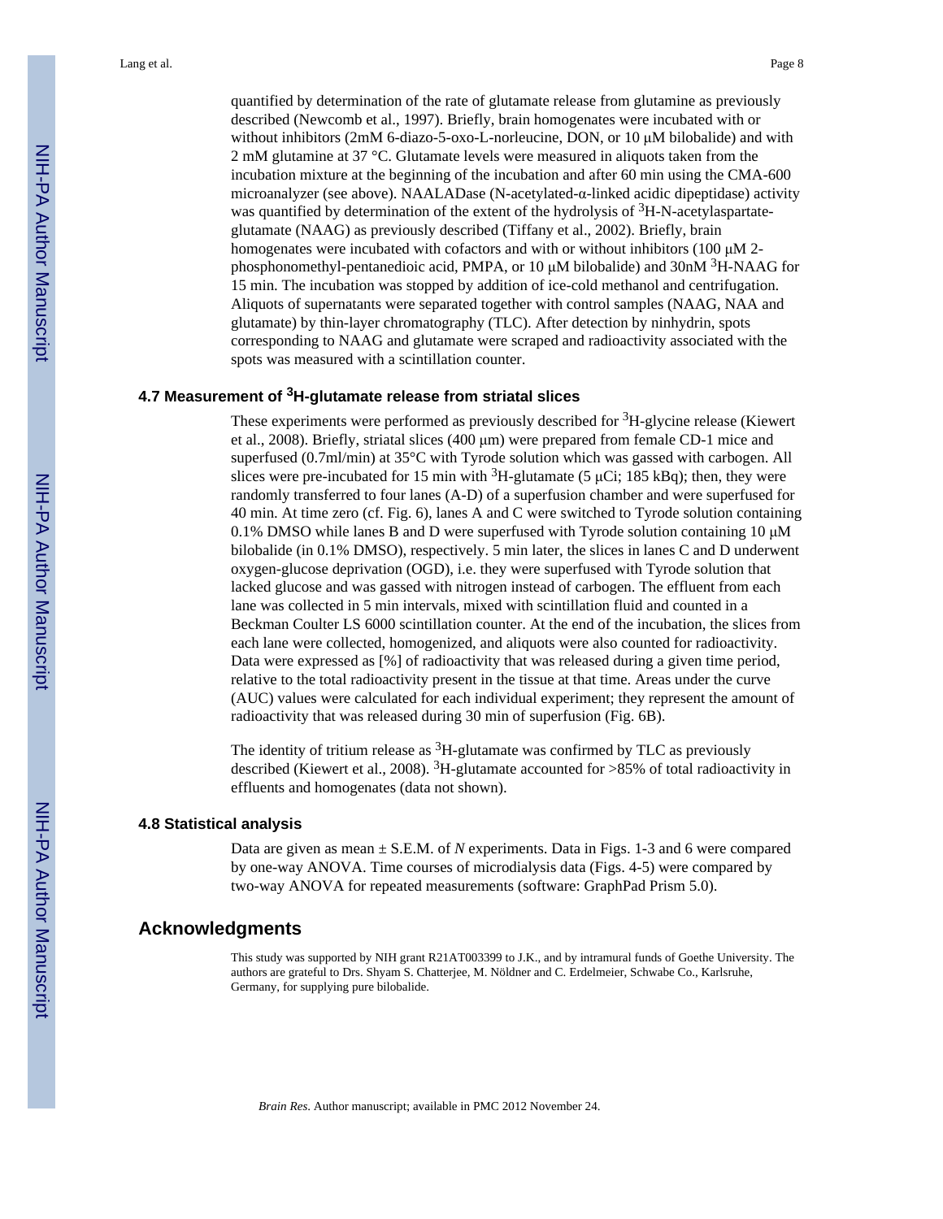quantified by determination of the rate of glutamate release from glutamine as previously described (Newcomb et al., 1997). Briefly, brain homogenates were incubated with or without inhibitors (2mM 6-diazo-5-oxo-L-norleucine, DON, or 10 μM bilobalide) and with 2 mM glutamine at 37 °C. Glutamate levels were measured in aliquots taken from the incubation mixture at the beginning of the incubation and after 60 min using the CMA-600 microanalyzer (see above). NAALADase (N-acetylated-α-linked acidic dipeptidase) activity was quantified by determination of the extent of the hydrolysis of $^{3}$H-N-acetylaspartate-glutamate (NAAG) as previously described (Tiffany et al., 2002). Briefly, brain homogenates were incubated with cofactors and with or without inhibitors (100 μM 2-phosphonomethyl-pentanedioic acid, PMPA, or 10 μM bilobalide) and 30nM $^{3}$H-NAAG for 15 min. The incubation was stopped by addition of ice-cold methanol and centrifugation. Aliquots of supernatants were separated together with control samples (NAAG, NAA and glutamate) by thin-layer chromatography (TLC). After detection by ninhydrin, spots corresponding to NAAG and glutamate were scraped and radioactivity associated with the spots was measured with a scintillation counter.

## 4.7 Measurement of $^{3}$H-glutamate release from striatal slices

These experiments were performed as previously described for $^{3}$H-glycine release (Kiewert et al., 2008). Briefly, striatal slices (400 μm) were prepared from female CD-1 mice and superfused (0.7ml/min) at 35°C with Tyrode solution which was gassed with carbogen. All slices were pre-incubated for 15 min with $^{3}$H-glutamate (5 μCi; 185 kBq); then, they were randomly transferred to four lanes (A-D) of a superfusion chamber and were superfused for 40 min. At time zero (cf. Fig. 6), lanes A and C were switched to Tyrode solution containing 0.1% DMSO while lanes B and D were superfused with Tyrode solution containing 10 μM bilobalide (in 0.1% DMSO), respectively. 5 min later, the slices in lanes C and D underwent oxygen-glucose deprivation (OGD), i.e. they were superfused with Tyrode solution that lacked glucose and was gassed with nitrogen instead of carbogen. The effluent from each lane was collected in 5 min intervals, mixed with scintillation fluid and counted in a Beckman Coulter LS 6000 scintillation counter. At the end of the incubation, the slices from each lane were collected, homogenized, and aliquots were also counted for radioactivity. Data were expressed as [%] of radioactivity that was released during a given time period, relative to the total radioactivity present in the tissue at that time. Areas under the curve (AUC) values were calculated for each individual experiment; they represent the amount of radioactivity that was released during 30 min of superfusion (Fig. 6B).

The identity of tritium release as $^{3}$H-glutamate was confirmed by TLC as previously described (Kiewert et al., 2008). $^{3}$H-glutamate accounted for >85% of total radioactivity in effluents and homogenates (data not shown).

## 4.8 Statistical analysis

Data are given as mean ± S.E.M. of *N* experiments. Data in Figs. 1-3 and 6 were compared by one-way ANOVA. Time courses of microdialysis data (Figs. 4-5) were compared by two-way ANOVA for repeated measurements (software: GraphPad Prism 5.0).

# Acknowledgments

This study was supported by NIH grant R21AT003399 to J.K., and by intramural funds of Goethe University. The authors are grateful to Drs. Shyam S. Chatterjee, M. Nöldner and C. Erdelmeier, Schwabe Co., Karlsruhe, Germany, for supplying pure bilobalide.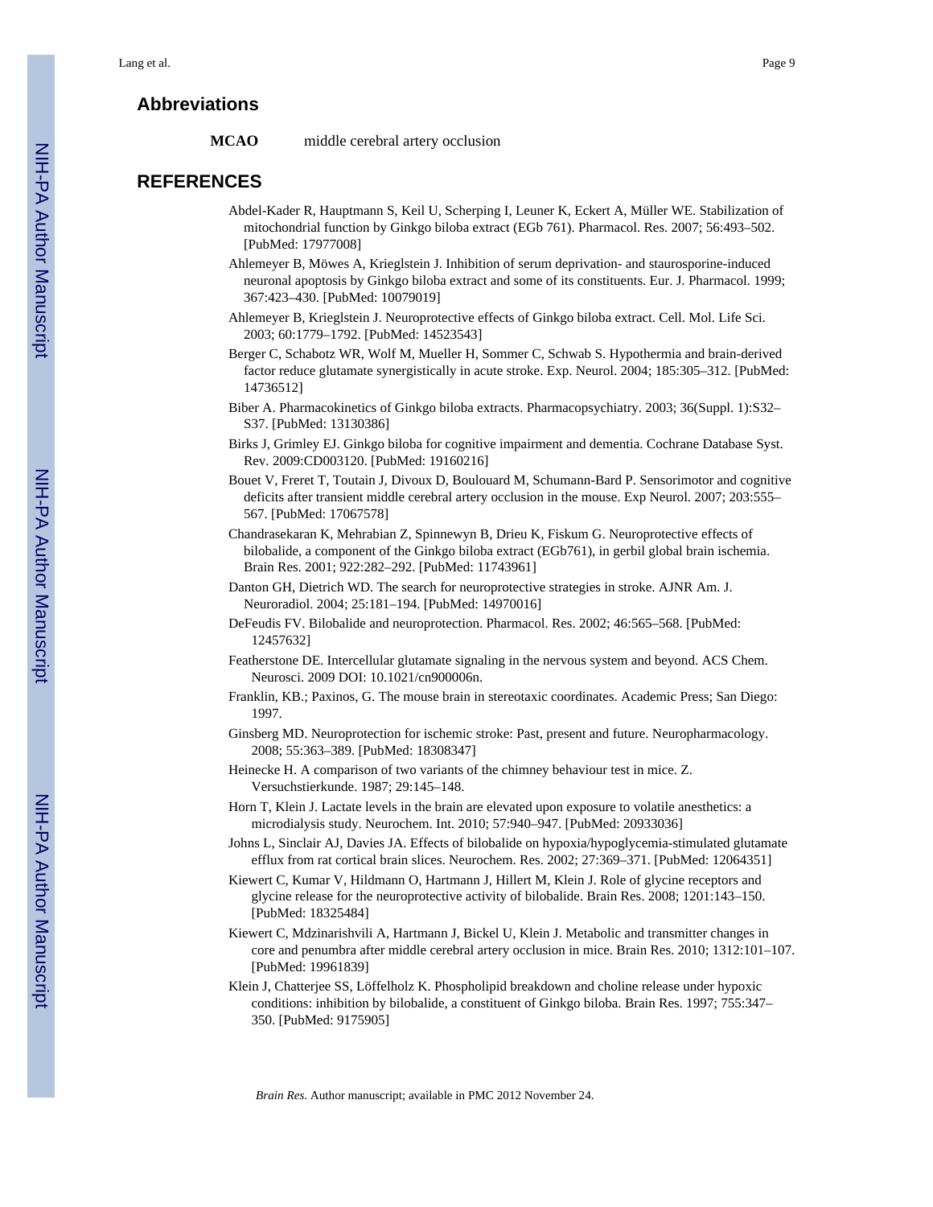## Abbreviations

**MCAO** middle cerebral artery occlusion

## REFERENCES

Abdel-Kader R, Hauptmann S, Keil U, Scherping I, Leuner K, Eckert A, Müller WE. Stabilization of mitochondrial function by Ginkgo biloba extract (EGb 761). Pharmacol. Res. 2007; 56:493–502. [PubMed: 17977008]

Ahlemeyer B, Möwes A, Krieglstein J. Inhibition of serum deprivation- and staurosporine-induced neuronal apoptosis by Ginkgo biloba extract and some of its constituents. Eur. J. Pharmacol. 1999; 367:423–430. [PubMed: 10079019]

Ahlemeyer B, Krieglstein J. Neuroprotective effects of Ginkgo biloba extract. Cell. Mol. Life Sci. 2003; 60:1779–1792. [PubMed: 14523543]

Berger C, Schabotz WR, Wolf M, Mueller H, Sommer C, Schwab S. Hypothermia and brain-derived factor reduce glutamate synergistically in acute stroke. Exp. Neurol. 2004; 185:305–312. [PubMed: 14736512]

Biber A. Pharmacokinetics of Ginkgo biloba extracts. Pharmacopsychiatry. 2003; 36(Suppl. 1):S32–S37. [PubMed: 13130386]

Birks J, Grimley EJ. Ginkgo biloba for cognitive impairment and dementia. Cochrane Database Syst. Rev. 2009:CD003120. [PubMed: 19160216]

Bouet V, Freret T, Toutain J, Divoux D, Boulouard M, Schumann-Bard P. Sensorimotor and cognitive deficits after transient middle cerebral artery occlusion in the mouse. Exp Neurol. 2007; 203:555–567. [PubMed: 17067578]

Chandrasekaran K, Mehrabian Z, Spinnewyn B, Drieu K, Fiskum G. Neuroprotective effects of bilobalide, a component of the Ginkgo biloba extract (EGb761), in gerbil global brain ischemia. Brain Res. 2001; 922:282–292. [PubMed: 11743961]

Danton GH, Dietrich WD. The search for neuroprotective strategies in stroke. AJNR Am. J. Neuroradiol. 2004; 25:181–194. [PubMed: 14970016]

DeFeudis FV. Bilobalide and neuroprotection. Pharmacol. Res. 2002; 46:565–568. [PubMed: 12457632]

Featherstone DE. Intercellular glutamate signaling in the nervous system and beyond. ACS Chem. Neurosci. 2009 DOI: 10.1021/cn900006n.

Franklin, KB.; Paxinos, G. The mouse brain in stereotaxic coordinates. Academic Press; San Diego: 1997.

Ginsberg MD. Neuroprotection for ischemic stroke: Past, present and future. Neuropharmacology. 2008; 55:363–389. [PubMed: 18308347]

Heinecke H. A comparison of two variants of the chimney behaviour test in mice. Z. Versuchstierkunde. 1987; 29:145–148.

Horn T, Klein J. Lactate levels in the brain are elevated upon exposure to volatile anesthetics: a microdialysis study. Neurochem. Int. 2010; 57:940–947. [PubMed: 20933036]

Johns L, Sinclair AJ, Davies JA. Effects of bilobalide on hypoxia/hypoglycemia-stimulated glutamate efflux from rat cortical brain slices. Neurochem. Res. 2002; 27:369–371. [PubMed: 12064351]

Kiewert C, Kumar V, Hildmann O, Hartmann J, Hillert M, Klein J. Role of glycine receptors and glycine release for the neuroprotective activity of bilobalide. Brain Res. 2008; 1201:143–150. [PubMed: 18325484]

Kiewert C, Mdzinarishvili A, Hartmann J, Bickel U, Klein J. Metabolic and transmitter changes in core and penumbra after middle cerebral artery occlusion in mice. Brain Res. 2010; 1312:101–107. [PubMed: 19961839]

Klein J, Chatterjee SS, Löffelholz K. Phospholipid breakdown and choline release under hypoxic conditions: inhibition by bilobalide, a constituent of Ginkgo biloba. Brain Res. 1997; 755:347–350. [PubMed: 9175905]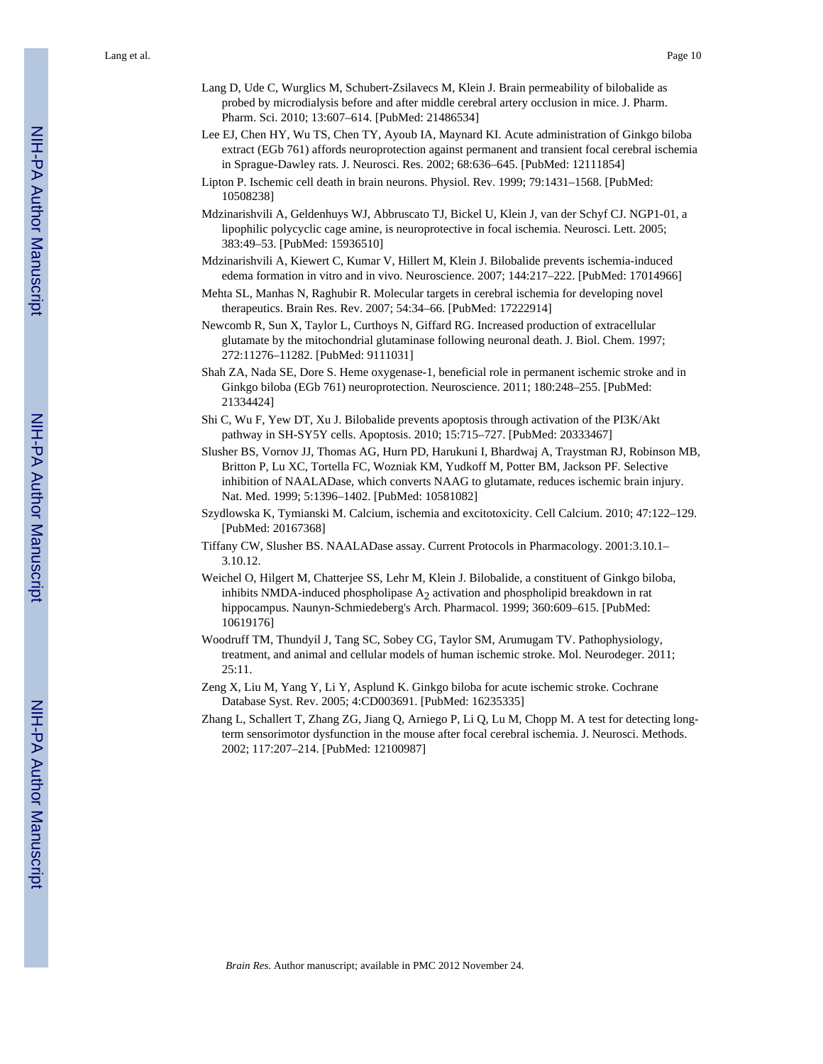Lang D, Ude C, Wurglics M, Schubert-Zsilavecs M, Klein J. Brain permeability of bilobalide as probed by microdialysis before and after middle cerebral artery occlusion in mice. J. Pharm. Pharm. Sci. 2010; 13:607–614. [PubMed: 21486534]

Lee EJ, Chen HY, Wu TS, Chen TY, Ayoub IA, Maynard KI. Acute administration of Ginkgo biloba extract (EGb 761) affords neuroprotection against permanent and transient focal cerebral ischemia in Sprague-Dawley rats. J. Neurosci. Res. 2002; 68:636–645. [PubMed: 12111854]

Lipton P. Ischemic cell death in brain neurons. Physiol. Rev. 1999; 79:1431–1568. [PubMed: 10508238]

Mdzinarishvili A, Geldenhuys WJ, Abbruscato TJ, Bickel U, Klein J, van der Schyf CJ. NGP1-01, a lipophilic polycyclic cage amine, is neuroprotective in focal ischemia. Neurosci. Lett. 2005; 383:49–53. [PubMed: 15936510]

Mdzinarishvili A, Kiewert C, Kumar V, Hillert M, Klein J. Bilobalide prevents ischemia-induced edema formation in vitro and in vivo. Neuroscience. 2007; 144:217–222. [PubMed: 17014966]

Mehta SL, Manhas N, Raghubir R. Molecular targets in cerebral ischemia for developing novel therapeutics. Brain Res. Rev. 2007; 54:34–66. [PubMed: 17222914]

Newcomb R, Sun X, Taylor L, Curthoys N, Giffard RG. Increased production of extracellular glutamate by the mitochondrial glutaminase following neuronal death. J. Biol. Chem. 1997; 272:11276–11282. [PubMed: 9111031]

Shah ZA, Nada SE, Dore S. Heme oxygenase-1, beneficial role in permanent ischemic stroke and in Ginkgo biloba (EGb 761) neuroprotection. Neuroscience. 2011; 180:248–255. [PubMed: 21334424]

Shi C, Wu F, Yew DT, Xu J. Bilobalide prevents apoptosis through activation of the PI3K/Akt pathway in SH-SY5Y cells. Apoptosis. 2010; 15:715–727. [PubMed: 20333467]

Slusher BS, Vornov JJ, Thomas AG, Hurn PD, Harukuni I, Bhardwaj A, Traystman RJ, Robinson MB, Britton P, Lu XC, Tortella FC, Wozniak KM, Yudkoff M, Potter BM, Jackson PF. Selective inhibition of NAALADase, which converts NAAG to glutamate, reduces ischemic brain injury. Nat. Med. 1999; 5:1396–1402. [PubMed: 10581082]

Szydlowska K, Tymianski M. Calcium, ischemia and excitotoxicity. Cell Calcium. 2010; 47:122–129. [PubMed: 20167368]

Tiffany CW, Slusher BS. NAALADase assay. Current Protocols in Pharmacology. 2001:3.10.1–3.10.12.

Weichel O, Hilgert M, Chatterjee SS, Lehr M, Klein J. Bilobalide, a constituent of Ginkgo biloba, inhibits NMDA-induced phospholipase $A_2$ activation and phospholipid breakdown in rat hippocampus. Naunyn-Schmiedeberg's Arch. Pharmacol. 1999; 360:609–615. [PubMed: 10619176]

Woodruff TM, Thundyil J, Tang SC, Sobey CG, Taylor SM, Arumugam TV. Pathophysiology, treatment, and animal and cellular models of human ischemic stroke. Mol. Neurodeger. 2011; 25:11.

Zeng X, Liu M, Yang Y, Li Y, Asplund K. Ginkgo biloba for acute ischemic stroke. Cochrane Database Syst. Rev. 2005; 4:CD003691. [PubMed: 16235335]

Zhang L, Schallert T, Zhang ZG, Jiang Q, Arniego P, Li Q, Lu M, Chopp M. A test for detecting long-term sensorimotor dysfunction in the mouse after focal cerebral ischemia. J. Neurosci. Methods. 2002; 117:207–214. [PubMed: 12100987]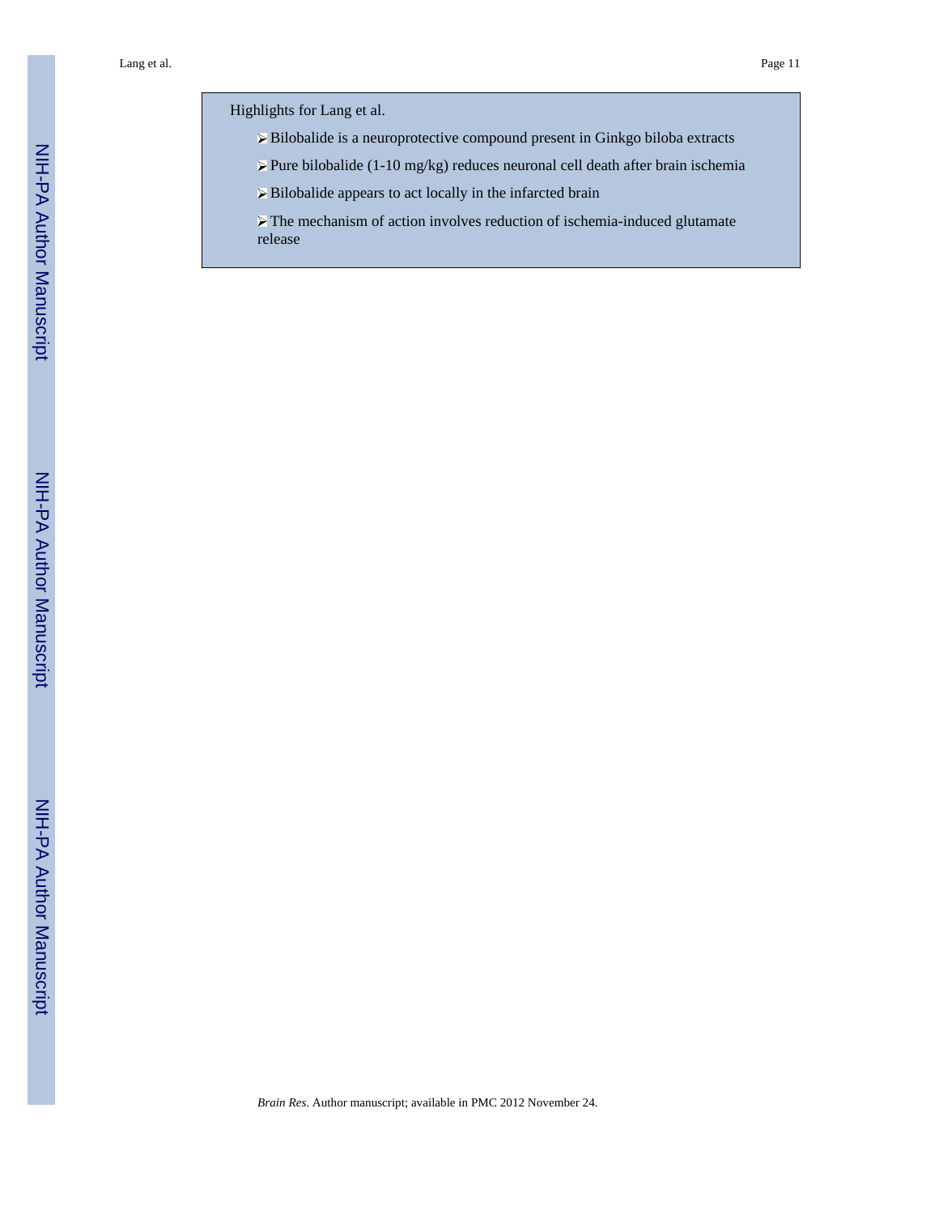Highlights for Lang et al.

- Bilobalide is a neuroprotective compound present in Ginkgo biloba extracts
- Pure bilobalide (1-10 mg/kg) reduces neuronal cell death after brain ischemia
- Bilobalide appears to act locally in the infarcted brain
- The mechanism of action involves reduction of ischemia-induced glutamate release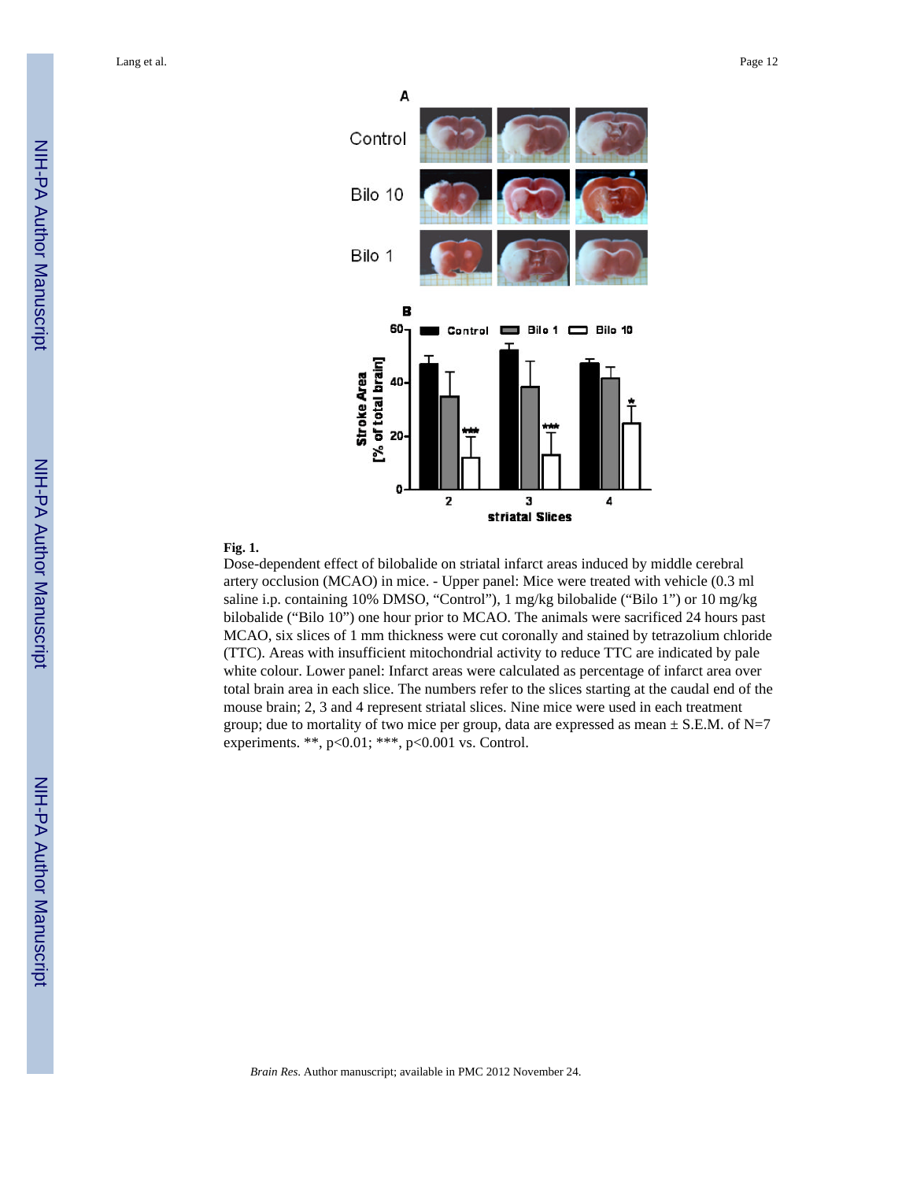**Fig. 1.**

Dose-dependent effect of bilobalide on striatal infarct areas induced by middle cerebral artery occlusion (MCAO) in mice. - Upper panel: Mice were treated with vehicle (0.3 ml saline i.p. containing 10% DMSO, "Control"), 1 mg/kg bilobalide ("Bilo 1") or 10 mg/kg bilobalide ("Bilo 10") one hour prior to MCAO. The animals were sacrificed 24 hours past MCAO, six slices of 1 mm thickness were cut coronally and stained by tetrazolium chloride (TTC). Areas with insufficient mitochondrial activity to reduce TTC are indicated by pale white colour. Lower panel: Infarct areas were calculated as percentage of infarct area over total brain area in each slice. The numbers refer to the slices starting at the caudal end of the mouse brain; 2, 3 and 4 represent striatal slices. Nine mice were used in each treatment group; due to mortality of two mice per group, data are expressed as mean ± S.E.M. of N=7 experiments. **, p<0.01; ***, p<0.001 vs. Control.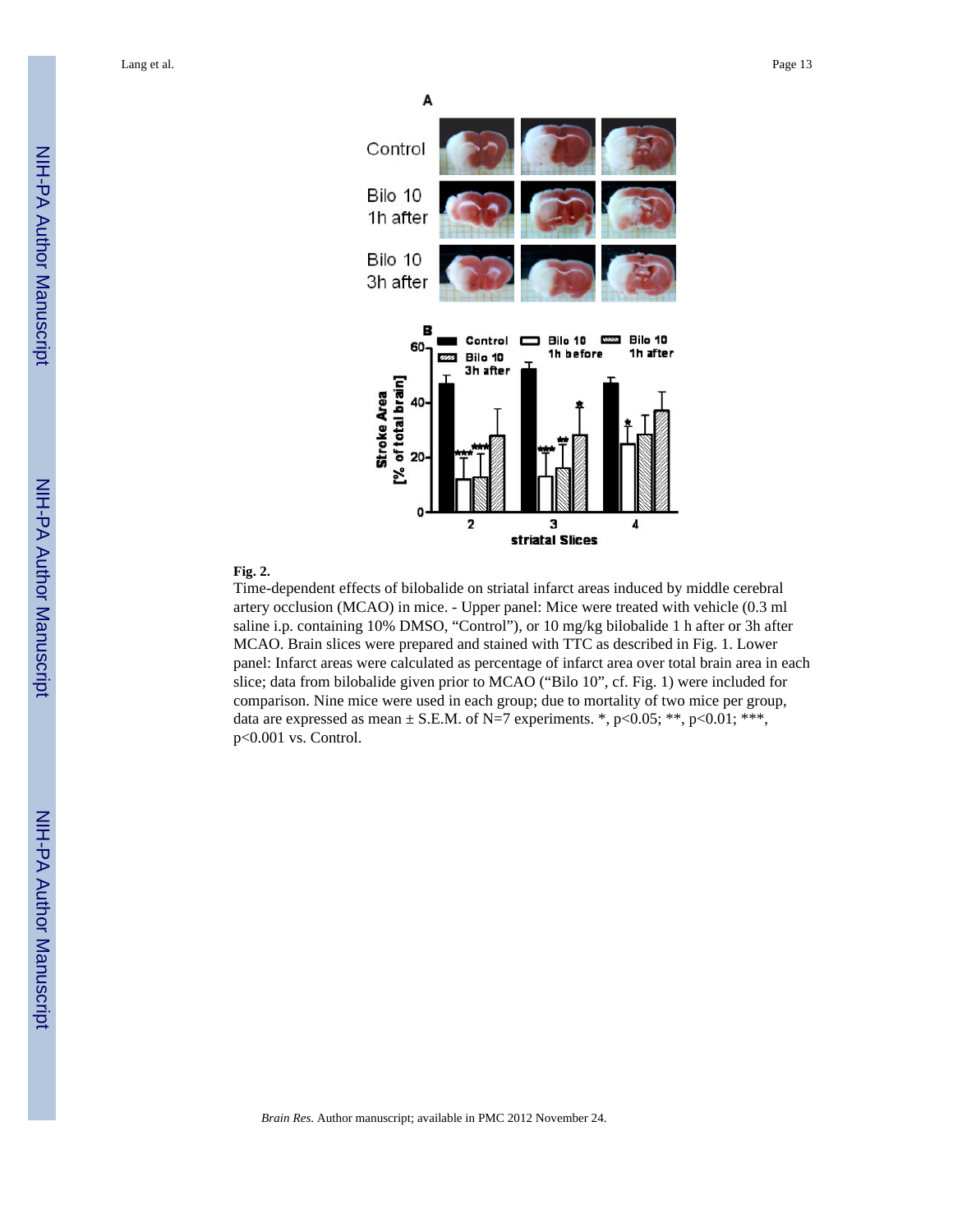**Fig. 2.**

Time-dependent effects of bilobalide on striatal infarct areas induced by middle cerebral artery occlusion (MCAO) in mice. - Upper panel: Mice were treated with vehicle (0.3 ml saline i.p. containing 10% DMSO, "Control"), or 10 mg/kg bilobalide 1 h after or 3h after MCAO. Brain slices were prepared and stained with TTC as described in Fig. 1. Lower panel: Infarct areas were calculated as percentage of infarct area over total brain area in each slice; data from bilobalide given prior to MCAO ("Bilo 10", cf. Fig. 1) were included for comparison. Nine mice were used in each group; due to mortality of two mice per group, data are expressed as mean ± S.E.M. of N=7 experiments. *, $p<0.05$; **, $p<0.01$; ***, $p<0.001$ vs. Control.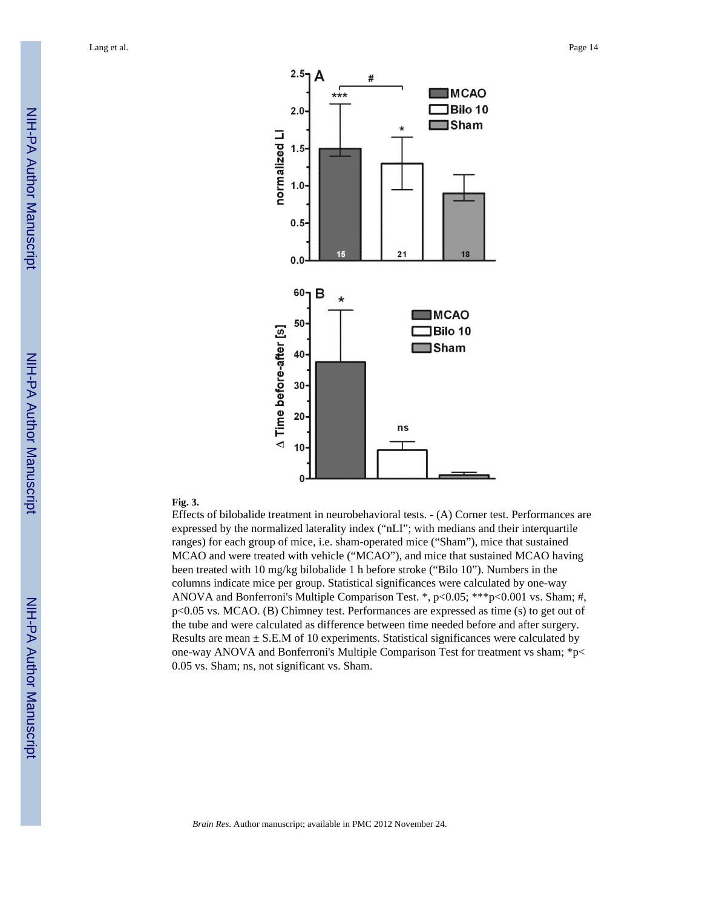**Fig. 3.**

Effects of bilobalide treatment in neurobehavioral tests. - (A) Corner test. Performances are expressed by the normalized laterality index (“nLI”; with medians and their interquartile ranges) for each group of mice, i.e. sham-operated mice (“Sham”), mice that sustained MCAO and were treated with vehicle (“MCAO”), and mice that sustained MCAO having been treated with 10 mg/kg bilobalide 1 h before stroke (“Bilo 10”). Numbers in the columns indicate mice per group. Statistical significances were calculated by one-way ANOVA and Bonferroni's Multiple Comparison Test. *, $p<0.05$; *** $p<0.001$ vs. Sham; #, $p<0.05$ vs. MCAO. (B) Chimney test. Performances are expressed as time (s) to get out of the tube and were calculated as difference between time needed before and after surgery. Results are mean ± S.E.M of 10 experiments. Statistical significances were calculated by one-way ANOVA and Bonferroni's Multiple Comparison Test for treatment vs sham; * $p< 0.05$ vs. Sham; ns, not significant vs. Sham.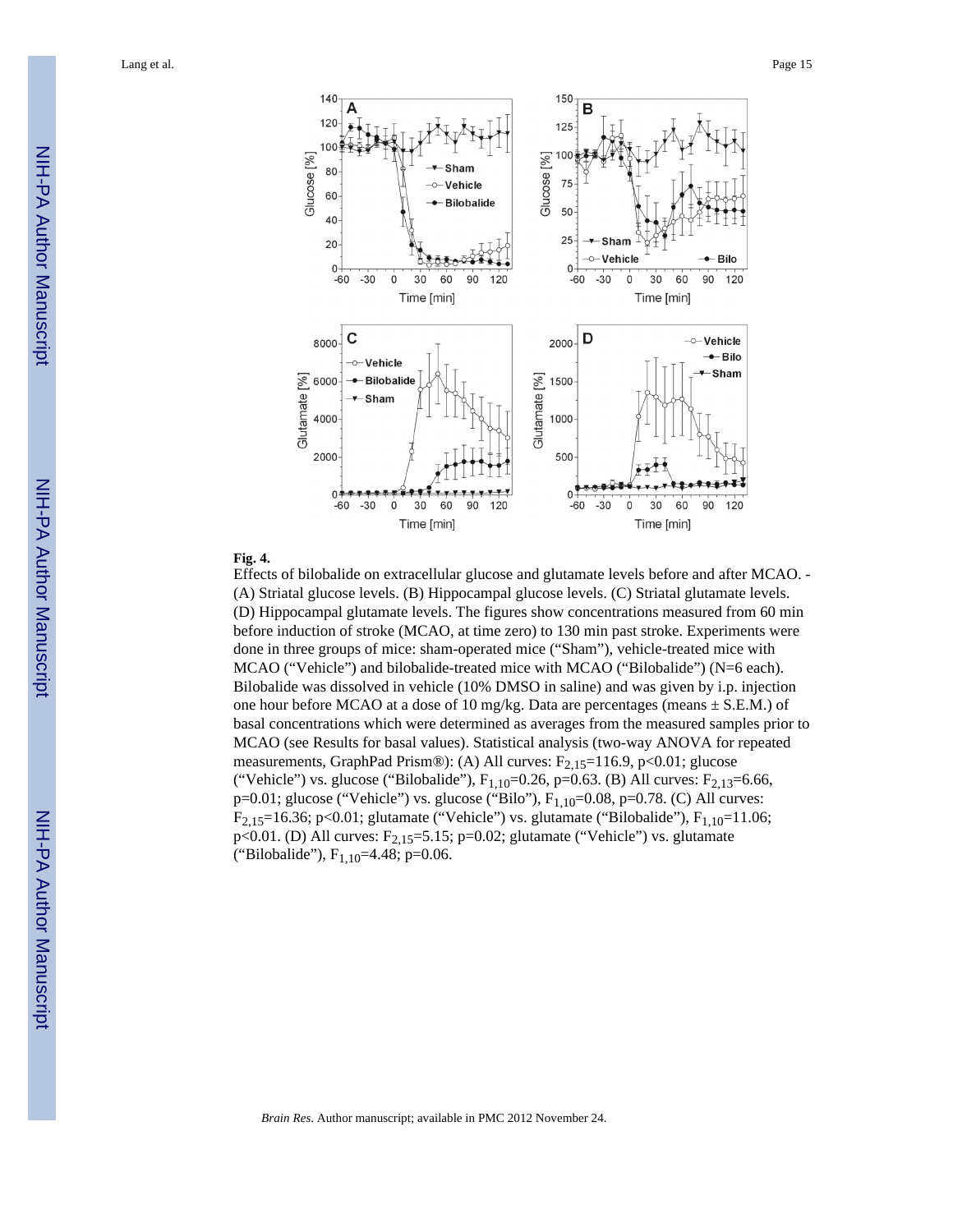**Fig. 4.**

Effects of bilobalide on extracellular glucose and glutamate levels before and after MCAO. - (A) Striatal glucose levels. (B) Hippocampal glucose levels. (C) Striatal glutamate levels. (D) Hippocampal glutamate levels. The figures show concentrations measured from 60 min before induction of stroke (MCAO, at time zero) to 130 min past stroke. Experiments were done in three groups of mice: sham-operated mice ("Sham"), vehicle-treated mice with MCAO ("Vehicle") and bilobalide-treated mice with MCAO ("Bilobalide") (N=6 each). Bilobalide was dissolved in vehicle (10% DMSO in saline) and was given by i.p. injection one hour before MCAO at a dose of 10 mg/kg. Data are percentages (means ± S.E.M.) of basal concentrations which were determined as averages from the measured samples prior to MCAO (see Results for basal values). Statistical analysis (two-way ANOVA for repeated measurements, GraphPad Prism®): (A) All curves: $F_{2,15}$=116.9, $p<0.01$; glucose ("Vehicle") vs. glucose ("Bilobalide"), $F_{1,10}$=0.26, p=0.63. (B) All curves: $F_{2,13}$=6.66, p=0.01; glucose ("Vehicle") vs. glucose ("Bilo"), $F_{1,10}$=0.08, p=0.78. (C) All curves: $F_{2,15}$=16.36; $p<0.01$; glutamate ("Vehicle") vs. glutamate ("Bilobalide"), $F_{1,10}$=11.06; $p<0.01$. (D) All curves: $F_{2,15}$=5.15; p=0.02; glutamate ("Vehicle") vs. glutamate ("Bilobalide"), $F_{1,10}$=4.48; p=0.06.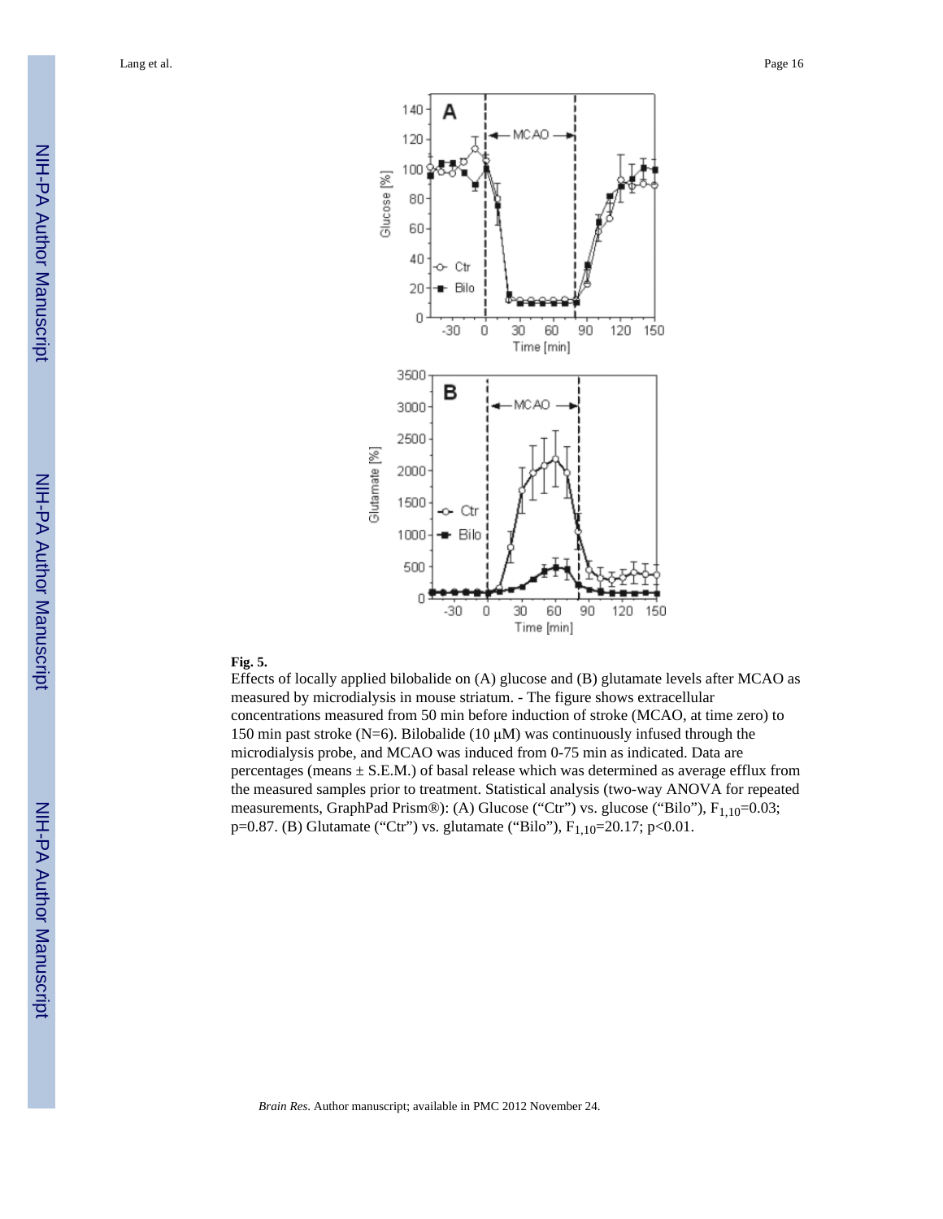**Fig. 5.**

Effects of locally applied bilobalide on (A) glucose and (B) glutamate levels after MCAO as measured by microdialysis in mouse striatum. - The figure shows extracellular concentrations measured from 50 min before induction of stroke (MCAO, at time zero) to 150 min past stroke (N=6). Bilobalide (10 μM) was continuously infused through the microdialysis probe, and MCAO was induced from 0-75 min as indicated. Data are percentages (means ± S.E.M.) of basal release which was determined as average efflux from the measured samples prior to treatment. Statistical analysis (two-way ANOVA for repeated measurements, GraphPad Prism®): (A) Glucose ("Ctr") vs. glucose ("Bilo"), $F_{1,10}=0.03$; $p=0.87$. (B) Glutamate ("Ctr") vs. glutamate ("Bilo"), $F_{1,10}=20.17$; $p<0.01$.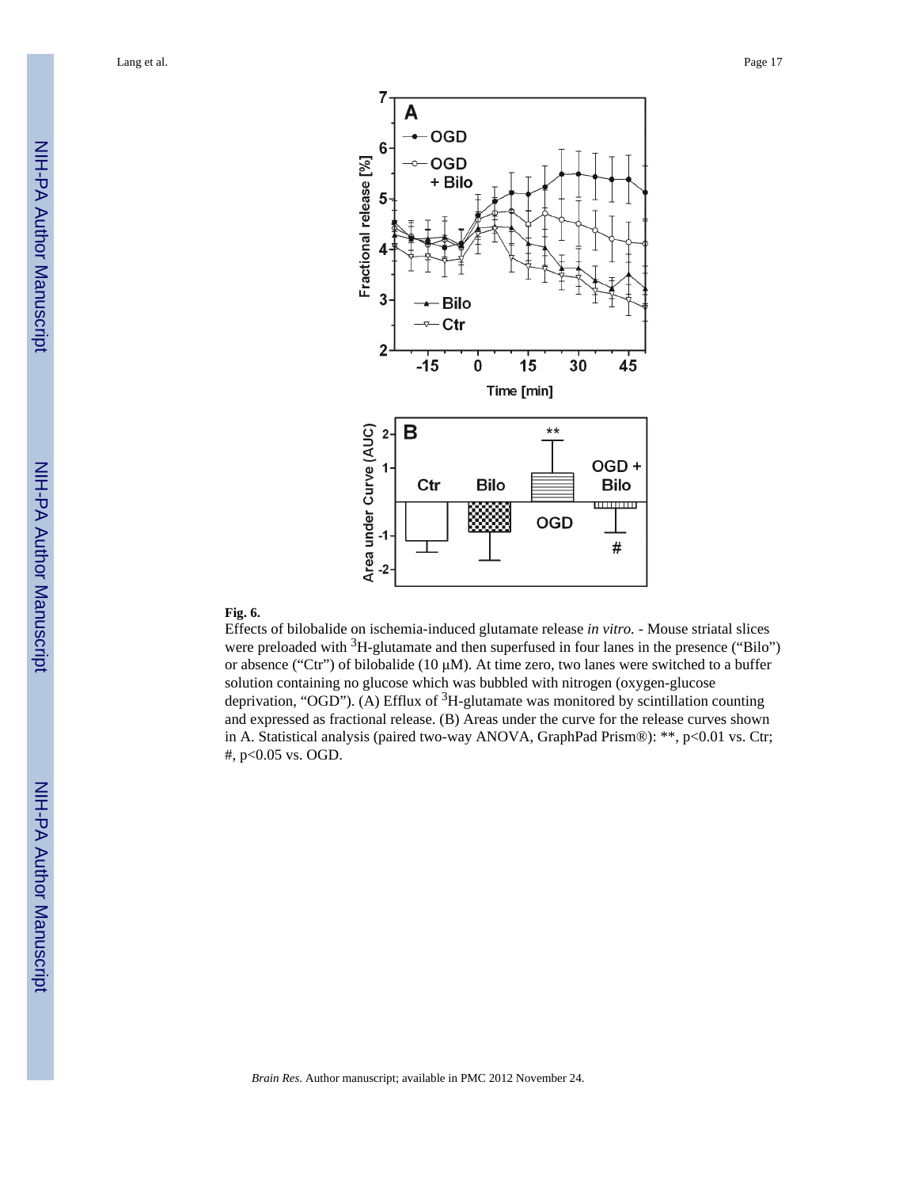**Fig. 6.**

Effects of bilobalide on ischemia-induced glutamate release *in vitro.* - Mouse striatal slices were preloaded with $^{3}$H-glutamate and then superfused in four lanes in the presence (“Bilo”) or absence (“Ctr”) of bilobalide (10 μM). At time zero, two lanes were switched to a buffer solution containing no glucose which was bubbled with nitrogen (oxygen-glucose deprivation, “OGD”). (A) Efflux of $^{3}$H-glutamate was monitored by scintillation counting and expressed as fractional release. (B) Areas under the curve for the release curves shown in A. Statistical analysis (paired two-way ANOVA, GraphPad Prism®): **, $p<0.01$ vs. Ctr; #, $p<0.05$ vs. OGD.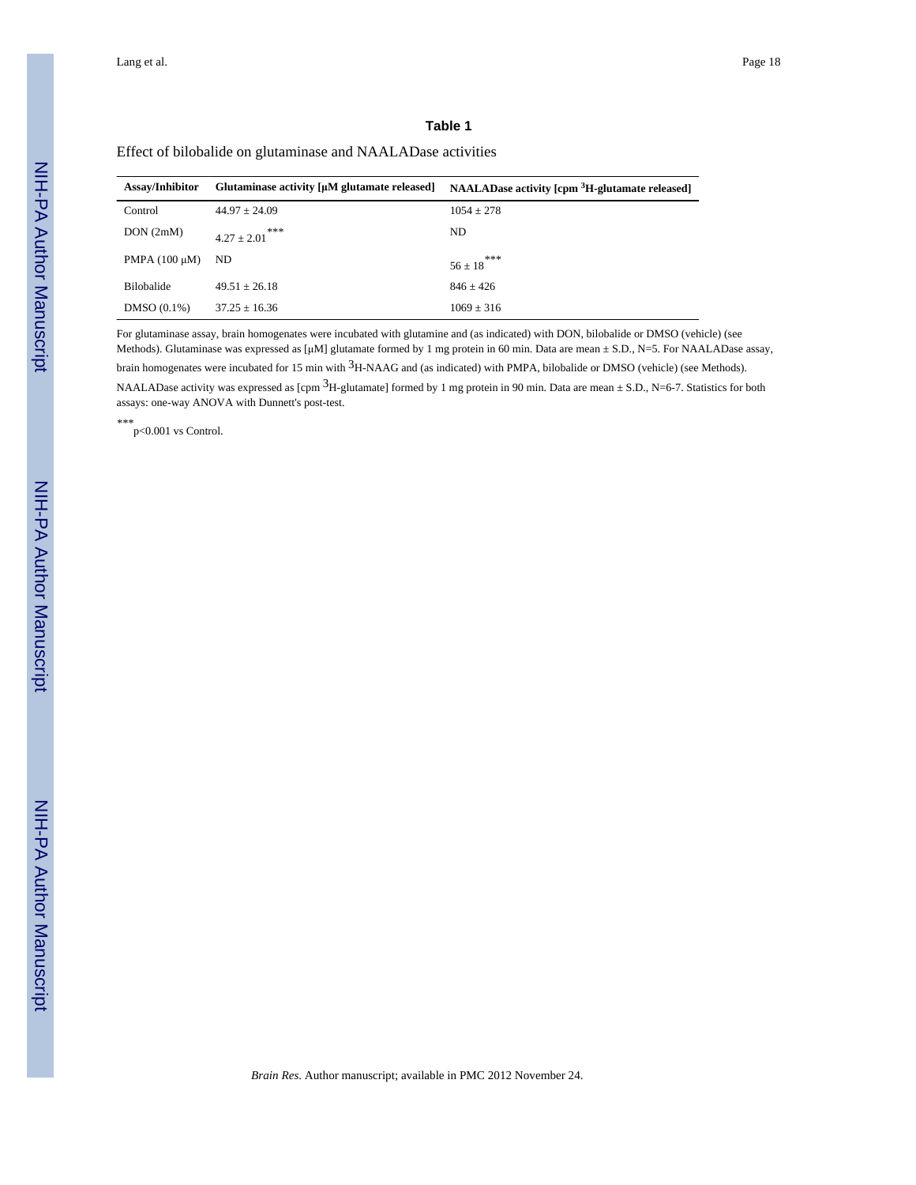## Table 1

Effect of bilobalide on glutaminase and NAALADase activities

| Assay/Inhibitor | Glutaminase activity [μM glutamate released] | NAALADase activity [cpm $^3$H-glutamate released] |
|---|---|---|
| Control | 44.97 ± 24.09 | 1054 ± 278 |
| DON (2mM) | 4.27 ± 2.01*** | ND |
| PMPA (100 μM) | ND | 56 ± 18*** |
| Bilobalide | 49.51 ± 26.18 | 846 ± 426 |
| DMSO (0.1%) | 37.25 ± 16.36 | 1069 ± 316 |

For glutaminase assay, brain homogenates were incubated with glutamine and (as indicated) with DON, bilobalide or DMSO (vehicle) (see Methods). Glutaminase was expressed as [μM] glutamate formed by 1 mg protein in 60 min. Data are mean ± S.D., N=5. For NAALADase assay, brain homogenates were incubated for 15 min with $^3$H-NAAG and (as indicated) with PMPA, bilobalide or DMSO (vehicle) (see Methods). NAALADase activity was expressed as [cpm $^3$H-glutamate] formed by 1 mg protein in 90 min. Data are mean ± S.D., N=6-7. Statistics for both assays: one-way ANOVA with Dunnett's post-test.

*** p<0.001 vs Control.